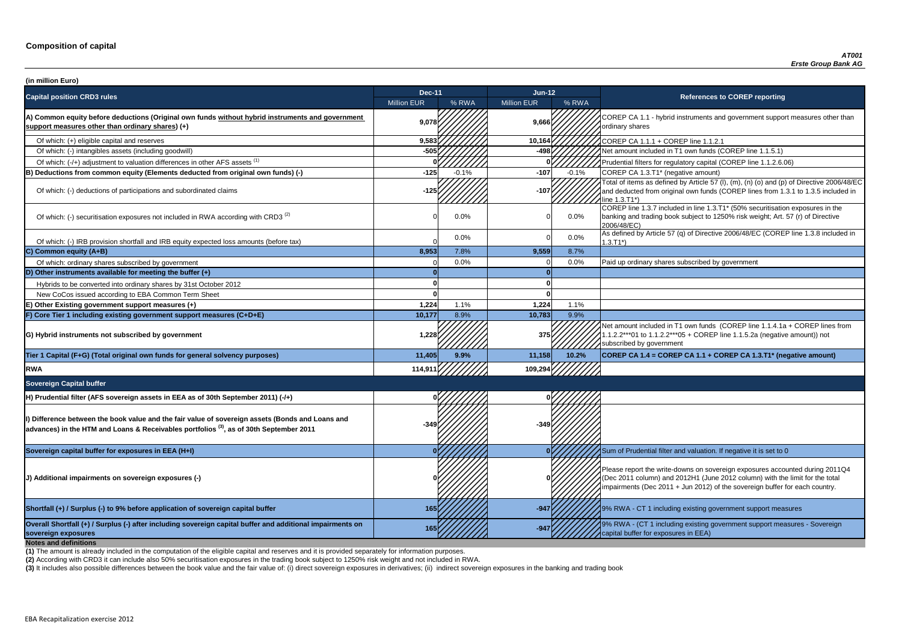# Composition of capital

*AT001*
*Erste Group Bank AG*

**(in million Euro)**

| Capital position CRD3 rules | Dec-11 | | Jun-12 | | References to COREP reporting |
|---|---|---|---|---|---|
| | Million EUR | % RWA | Million EUR | % RWA | |
| **A) Common equity before deductions (Original own funds without hybrid instruments and government support measures other than ordinary shares) (+)** | 9,078 | | 9,666 | | COREP CA 1.1 - hybrid instruments and government support measures other than ordinary shares |
| Of which: (+) eligible capital and reserves | 9,583 | | 10,164 | | COREP CA 1.1.1 + COREP line 1.1.2.1 |
| Of which: (-) intangibles assets (including goodwill) | -505 | | -498 | | Net amount included in T1 own funds (COREP line 1.1.5.1) |
| Of which: (-/+) adjustment to valuation differences in other AFS assets [(1)] | 0 | | 0 | | Prudential filters for regulatory capital (COREP line 1.1.2.6.06) |
| **B) Deductions from common equity (Elements deducted from original own funds) (-)** | -125 | -0.1% | -107 | -0.1% | COREP CA 1.3.T1* (negative amount) |
| Of which: (-) deductions of participations and subordinated claims | -125 | | -107 | | Total of items as defined by Article 57 (l), (m), (n) (o) and (p) of Directive 2006/48/EC and deducted from original own funds (COREP lines from 1.3.1 to 1.3.5 included in line 1.3.T1*) |
| Of which: (-) securitisation exposures not included in RWA according with CRD3 [(2)] | 0 | 0.0% | 0 | 0.0% | COREP line 1.3.7 included in line 1.3.T1* (50% securitisation exposures in the banking and trading book subject to 1250% risk weight; Art. 57 (r) of Directive 2006/48/EC) |
| Of which: (-) IRB provision shortfall and IRB equity expected loss amounts (before tax) | 0 | 0.0% | 0 | 0.0% | As defined by Article 57 (q) of Directive 2006/48/EC (COREP line 1.3.8 included in 1.3.T1*) |
| **C) Common equity (A+B)** | **8,953** | 7.8% | **9,559** | 8.7% | |
| Of which: ordinary shares subscribed by government | 0 | 0.0% | 0 | 0.0% | Paid up ordinary shares subscribed by government |
| **D) Other instruments available for meeting the buffer (+)** | **0** | | **0** | | |
| Hybrids to be converted into ordinary shares by 31st October 2012 | 0 | | 0 | | |
| New CoCos issued according to EBA Common Term Sheet | 0 | | 0 | | |
| **E) Other Existing government support measures (+)** | **1,224** | 1.1% | **1,224** | 1.1% | |
| **F) Core Tier 1 including existing government support measures (C+D+E)** | **10,177** | 8.9% | **10,783** | 9.9% | |
| **G) Hybrid instruments not subscribed by government** | 1,228 | | 375 | | Net amount included in T1 own funds (COREP line 1.1.4.1a + COREP lines from 1.1.2.2***01 to 1.1.2.2***05 + COREP line 1.1.5.2a (negative amount)) not subscribed by government |
| **Tier 1 Capital (F+G) (Total original own funds for general solvency purposes)** | **11,405** | **9.9%** | **11,158** | **10.2%** | **COREP CA 1.4 = COREP CA 1.1 + COREP CA 1.3.T1* (negative amount)** |
| **RWA** | 114,911 | | 109,294 | | |
| **Sovereign Capital buffer** | | | | | |
| **H) Prudential filter (AFS sovereign assets in EEA as of 30th September 2011) (-/+)** | 0 | | 0 | | |
| **I) Difference between the book value and the fair value of sovereign assets (Bonds and Loans and advances) in the HTM and Loans & Receivables portfolios [(3)], as of 30th September 2011** | -349 | | -349 | | |
| **Sovereign capital buffer for exposures in EEA (H+I)** | 0 | | 0 | | Sum of Prudential filter and valuation. If negative it is set to 0 |
| **J) Additional impairments on sovereign exposures (-)** | 0 | | 0 | | Please report the write-downs on sovereign exposures accounted during 2011Q4 (Dec 2011 column) and 2012H1 (June 2012 column) with the limit for the total impairments (Dec 2011 + Jun 2012) of the sovereign buffer for each country. |
| **Shortfall (+) / Surplus (-) to 9% before application of sovereign capital buffer** | 165 | | -947 | | 9% RWA - CT 1 including existing government support measures |
| **Overall Shortfall (+) / Surplus (-) after including sovereign capital buffer and additional impairments on sovereign exposures** | 165 | | -947 | | 9% RWA - (CT 1 including existing government support measures - Sovereign capital buffer for exposures in EEA) |

**Notes and definitions**

**(1)** The amount is already included in the computation of the eligible capital and reserves and it is provided separately for information purposes.

**(2)** According with CRD3 it can include also 50% securitisation exposures in the trading book subject to 1250% risk weight and not included in RWA.

**(3)** It includes also possible differences between the book value and the fair value of: (i) direct sovereign exposures in derivatives; (ii) indirect sovereign exposures in the banking and trading book

EBA Recapitalization exercise 2012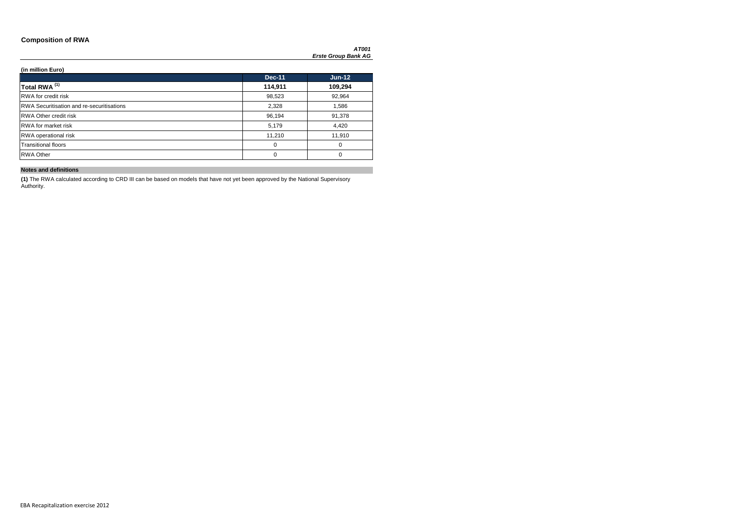## Composition of RWA

***AT001***
***Erste Group Bank AG***

**(in million Euro)**

| | Dec-11 | Jun-12 |
|---|---|---|
| **Total RWA [1]** | **114,911** | **109,294** |
| RWA for credit risk | 98,523 | 92,964 |
| RWA Securitisation and re-securitisations | 2,328 | 1,586 |
| RWA Other credit risk | 96,194 | 91,378 |
| RWA for market risk | 5,179 | 4,420 |
| RWA operational risk | 11,210 | 11,910 |
| Transitional floors | 0 | 0 |
| RWA Other | 0 | 0 |

**Notes and definitions**

**(1)** The RWA calculated according to CRD III can be based on models that have not yet been approved by the National Supervisory Authority.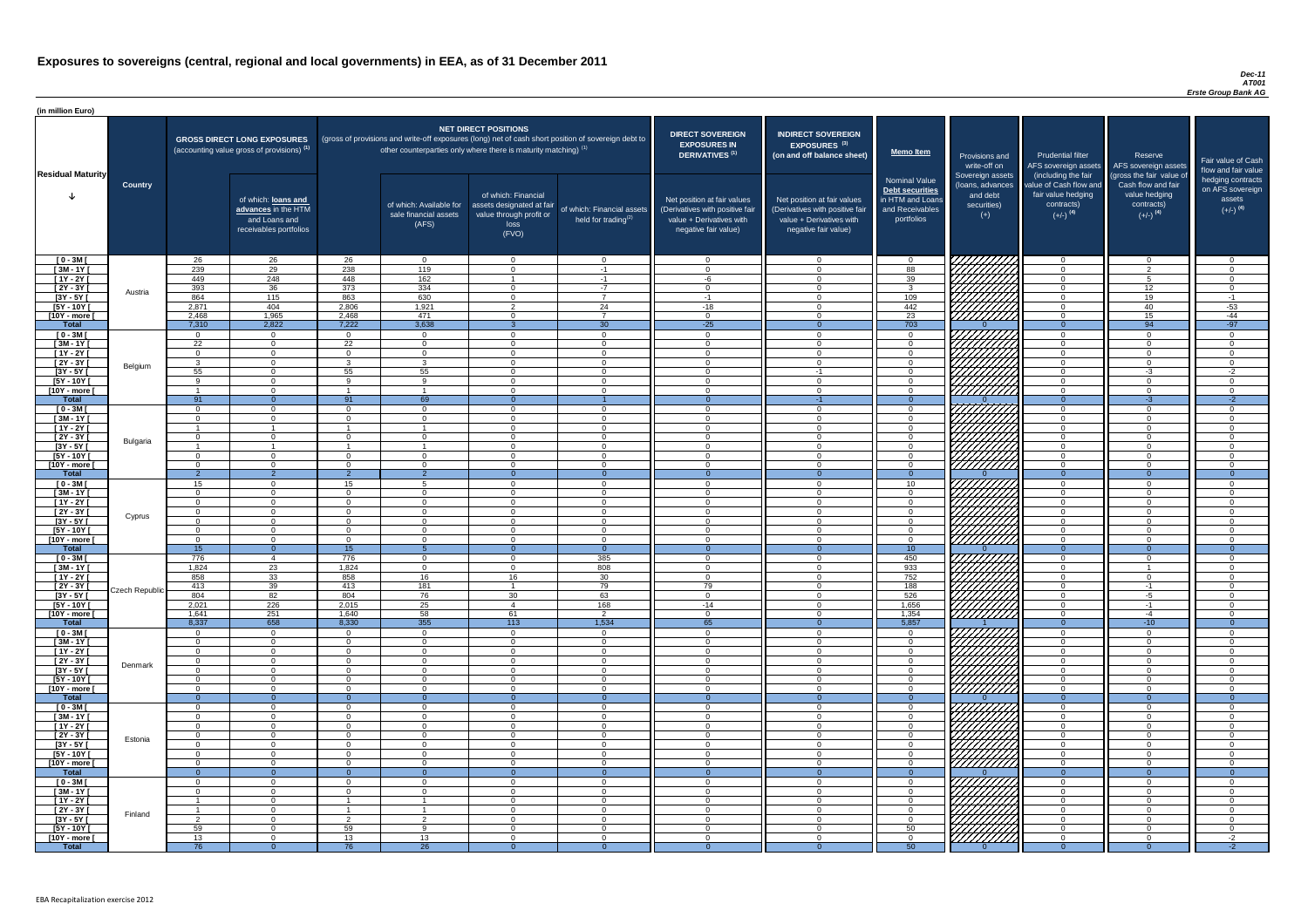# Exposures to sovereigns (central, regional and local governments) in EEA, as of 31 December 2011

*Dec-11*
*AT001*
*Erste Group Bank AG*

(in million Euro)

| Residual Maturity | Country | GROSS DIRECT LONG EXPOSURES (accounting value gross of provisions) (1) | of which: loans and advances in the HTM and Loans and receivables portfolios | NET DIRECT POSITIONS (gross of provisions and write-off exposures (long) net of cash short position of sovereign debt to other counterparties only where there is maturity matching) (1) | of which: Available for sale financial assets (AFS) | of which: Financial assets designated at fair value through profit or loss (FVO) | of which: Financial assets held for trading(2) | DIRECT SOVEREIGN EXPOSURES IN DERIVATIVES (1) Net position at fair values (Derivatives with positive fair value + Derivatives with negative fair value) | INDIRECT SOVEREIGN EXPOSURES (3) (on and off balance sheet) Net position at fair values (Derivatives with positive fair value + Derivatives with negative fair value) | Memo Item Nominal Value Debt securities in HTM and Loans and Receivables portfolios | Provisions and write-off on Sovereign assets (loans, advances and debt securities) (+) | Prudential filter AFS sovereign assets (including the fair value of Cash flow and fair value hedging contracts) (+/-) (4) | Reserve AFS sovereign assets (gross the fair value of Cash flow and fair value hedging contracts) (+/-) (4) | Fair value of Cash flow and fair value hedging contracts on AFS sovereign assets (+/-) (4) |
|---|---|---|---|---|---|---|---|---|---|---|---|---|---|---|
| [ 0 - 3M [ | Austria | 26 | 26 | 26 | 0 | 0 | 0 | 0 | 0 | 0 | | 0 | 0 | 0 |
| [ 3M - 1Y [ | | 239 | 29 | 238 | 119 | 0 | -1 | 0 | 0 | 88 | | 0 | 2 | 0 |
| [ 1Y - 2Y [ | | 449 | 248 | 448 | 162 | 1 | -1 | -6 | 0 | 39 | | 0 | 5 | 0 |
| [ 2Y - 3Y [ | | 393 | 36 | 373 | 334 | 0 | -7 | 0 | 0 | 3 | | 0 | 12 | 0 |
| [3Y - 5Y [ | | 864 | 115 | 863 | 630 | 0 | 7 | -1 | 0 | 109 | | 0 | 19 | -1 |
| [5Y - 10Y [ | | 2,871 | 404 | 2,806 | 1,921 | 2 | 24 | -18 | 0 | 442 | | 0 | 40 | -53 |
| [10Y - more [ | | 2,468 | 1,965 | 2,468 | 471 | 0 | 7 | 0 | 0 | 23 | | 0 | 15 | -44 |
| **Total** | | 7,310 | 2,822 | 7,222 | 3,638 | 3 | 30 | -25 | 0 | 703 | 0 | 0 | 94 | -97 |
| [ 0 - 3M [ | Belgium | 0 | 0 | 0 | 0 | 0 | 0 | 0 | 0 | 0 | | 0 | 0 | 0 |
| [ 3M - 1Y [ | | 22 | 0 | 22 | 0 | 0 | 0 | 0 | 0 | 0 | | 0 | 0 | 0 |
| [ 1Y - 2Y [ | | 0 | 0 | 0 | 0 | 0 | 0 | 0 | 0 | 0 | | 0 | 0 | 0 |
| [ 2Y - 3Y [ | | 3 | 0 | 3 | 3 | 0 | 0 | 0 | 0 | 0 | | 0 | 0 | 0 |
| [3Y - 5Y [ | | 55 | 0 | 55 | 55 | 0 | 0 | 0 | -1 | 0 | | 0 | -3 | -2 |
| [5Y - 10Y [ | | 9 | 0 | 9 | 9 | 0 | 0 | 0 | 0 | 0 | | 0 | 0 | 0 |
| [10Y - more [ | | 1 | 0 | 1 | 1 | 0 | 0 | 0 | 0 | 0 | | 0 | 0 | 0 |
| **Total** | | 91 | 0 | 91 | 69 | 0 | 1 | 0 | -1 | 0 | 0 | 0 | -3 | -2 |
| [ 0 - 3M [ | Bulgaria | 0 | 0 | 0 | 0 | 0 | 0 | 0 | 0 | 0 | | 0 | 0 | 0 |
| [ 3M - 1Y [ | | 0 | 0 | 0 | 0 | 0 | 0 | 0 | 0 | 0 | | 0 | 0 | 0 |
| [ 1Y - 2Y [ | | 1 | 1 | 1 | 1 | 0 | 0 | 0 | 0 | 0 | | 0 | 0 | 0 |
| [ 2Y - 3Y [ | | 0 | 0 | 0 | 0 | 0 | 0 | 0 | 0 | 0 | | 0 | 0 | 0 |
| [3Y - 5Y [ | | 1 | 1 | 1 | 1 | 0 | 0 | 0 | 0 | 0 | | 0 | 0 | 0 |
| [5Y - 10Y [ | | 0 | 0 | 0 | 0 | 0 | 0 | 0 | 0 | 0 | | 0 | 0 | 0 |
| [10Y - more [ | | 0 | 0 | 0 | 0 | 0 | 0 | 0 | 0 | 0 | | 0 | 0 | 0 |
| **Total** | | 2 | 2 | 2 | 2 | 0 | 0 | 0 | 0 | 0 | 0 | 0 | 0 | 0 |
| [ 0 - 3M [ | Cyprus | 15 | 0 | 15 | 5 | 0 | 0 | 0 | 0 | 10 | | 0 | 0 | 0 |
| [ 3M - 1Y [ | | 0 | 0 | 0 | 0 | 0 | 0 | 0 | 0 | 0 | | 0 | 0 | 0 |
| [ 1Y - 2Y [ | | 0 | 0 | 0 | 0 | 0 | 0 | 0 | 0 | 0 | | 0 | 0 | 0 |
| [ 2Y - 3Y [ | | 0 | 0 | 0 | 0 | 0 | 0 | 0 | 0 | 0 | | 0 | 0 | 0 |
| [3Y - 5Y [ | | 0 | 0 | 0 | 0 | 0 | 0 | 0 | 0 | 0 | | 0 | 0 | 0 |
| [5Y - 10Y [ | | 0 | 0 | 0 | 0 | 0 | 0 | 0 | 0 | 0 | | 0 | 0 | 0 |
| [10Y - more [ | | 0 | 0 | 0 | 0 | 0 | 0 | 0 | 0 | 0 | | 0 | 0 | 0 |
| **Total** | | 15 | 0 | 15 | 5 | 0 | 0 | 0 | 0 | 10 | 0 | 0 | 0 | 0 |
| [ 0 - 3M [ | Czech Republic | 776 | 4 | 776 | 0 | 0 | 385 | 0 | 0 | 450 | | 0 | 0 | 0 |
| [ 3M - 1Y [ | | 1,824 | 23 | 1,824 | 0 | 0 | 808 | 0 | 0 | 933 | | 0 | 1 | 0 |
| [ 1Y - 2Y [ | | 858 | 33 | 858 | 16 | 16 | 30 | 0 | 0 | 752 | | 0 | 0 | 0 |
| [ 2Y - 3Y [ | | 413 | 39 | 413 | 181 | 1 | 79 | 79 | 0 | 188 | | 0 | -1 | 0 |
| [3Y - 5Y [ | | 804 | 82 | 804 | 76 | 30 | 63 | 0 | 0 | 526 | | 0 | -5 | 0 |
| [5Y - 10Y [ | | 2,021 | 226 | 2,015 | 25 | 4 | 168 | -14 | 0 | 1,656 | | 0 | -1 | 0 |
| [10Y - more [ | | 1,641 | 251 | 1,640 | 58 | 61 | 2 | 0 | 0 | 1,354 | | 0 | -4 | 0 |
| **Total** | | 8,337 | 658 | 8,330 | 355 | 113 | 1,534 | 65 | 0 | 5,857 | 1 | 0 | -10 | 0 |
| [ 0 - 3M [ | Denmark | 0 | 0 | 0 | 0 | 0 | 0 | 0 | 0 | 0 | | 0 | 0 | 0 |
| [ 3M - 1Y [ | | 0 | 0 | 0 | 0 | 0 | 0 | 0 | 0 | 0 | | 0 | 0 | 0 |
| [ 1Y - 2Y [ | | 0 | 0 | 0 | 0 | 0 | 0 | 0 | 0 | 0 | | 0 | 0 | 0 |
| [ 2Y - 3Y [ | | 0 | 0 | 0 | 0 | 0 | 0 | 0 | 0 | 0 | | 0 | 0 | 0 |
| [3Y - 5Y [ | | 0 | 0 | 0 | 0 | 0 | 0 | 0 | 0 | 0 | | 0 | 0 | 0 |
| [5Y - 10Y [ | | 0 | 0 | 0 | 0 | 0 | 0 | 0 | 0 | 0 | | 0 | 0 | 0 |
| [10Y - more [ | | 0 | 0 | 0 | 0 | 0 | 0 | 0 | 0 | 0 | | 0 | 0 | 0 |
| **Total** | | 0 | 0 | 0 | 0 | 0 | 0 | 0 | 0 | 0 | 0 | 0 | 0 | 0 |
| [ 0 - 3M [ | Estonia | 0 | 0 | 0 | 0 | 0 | 0 | 0 | 0 | 0 | | 0 | 0 | 0 |
| [ 3M - 1Y [ | | 0 | 0 | 0 | 0 | 0 | 0 | 0 | 0 | 0 | | 0 | 0 | 0 |
| [ 1Y - 2Y [ | | 0 | 0 | 0 | 0 | 0 | 0 | 0 | 0 | 0 | | 0 | 0 | 0 |
| [ 2Y - 3Y [ | | 0 | 0 | 0 | 0 | 0 | 0 | 0 | 0 | 0 | | 0 | 0 | 0 |
| [3Y - 5Y [ | | 0 | 0 | 0 | 0 | 0 | 0 | 0 | 0 | 0 | | 0 | 0 | 0 |
| [5Y - 10Y [ | | 0 | 0 | 0 | 0 | 0 | 0 | 0 | 0 | 0 | | 0 | 0 | 0 |
| [10Y - more [ | | 0 | 0 | 0 | 0 | 0 | 0 | 0 | 0 | 0 | | 0 | 0 | 0 |
| **Total** | | 0 | 0 | 0 | 0 | 0 | 0 | 0 | 0 | 0 | 0 | 0 | 0 | 0 |
| [ 0 - 3M [ | Finland | 0 | 0 | 0 | 0 | 0 | 0 | 0 | 0 | 0 | | 0 | 0 | 0 |
| [ 3M - 1Y [ | | 0 | 0 | 0 | 0 | 0 | 0 | 0 | 0 | 0 | | 0 | 0 | 0 |
| [ 1Y - 2Y [ | | 1 | 0 | 1 | 1 | 0 | 0 | 0 | 0 | 0 | | 0 | 0 | 0 |
| [ 2Y - 3Y [ | | 1 | 0 | 1 | 1 | 0 | 0 | 0 | 0 | 0 | | 0 | 0 | 0 |
| [3Y - 5Y [ | | 2 | 0 | 2 | 2 | 0 | 0 | 0 | 0 | 0 | | 0 | 0 | 0 |
| [5Y - 10Y [ | | 59 | 0 | 59 | 9 | 0 | 0 | 0 | 0 | 50 | | 0 | 0 | 0 |
| [10Y - more [ | | 13 | 0 | 13 | 13 | 0 | 0 | 0 | 0 | 0 | | 0 | 0 | -2 |
| **Total** | | 76 | 0 | 76 | 26 | 0 | 0 | 0 | 0 | 50 | 0 | 0 | 0 | -2 |

EBA Recapitalization exercise 2012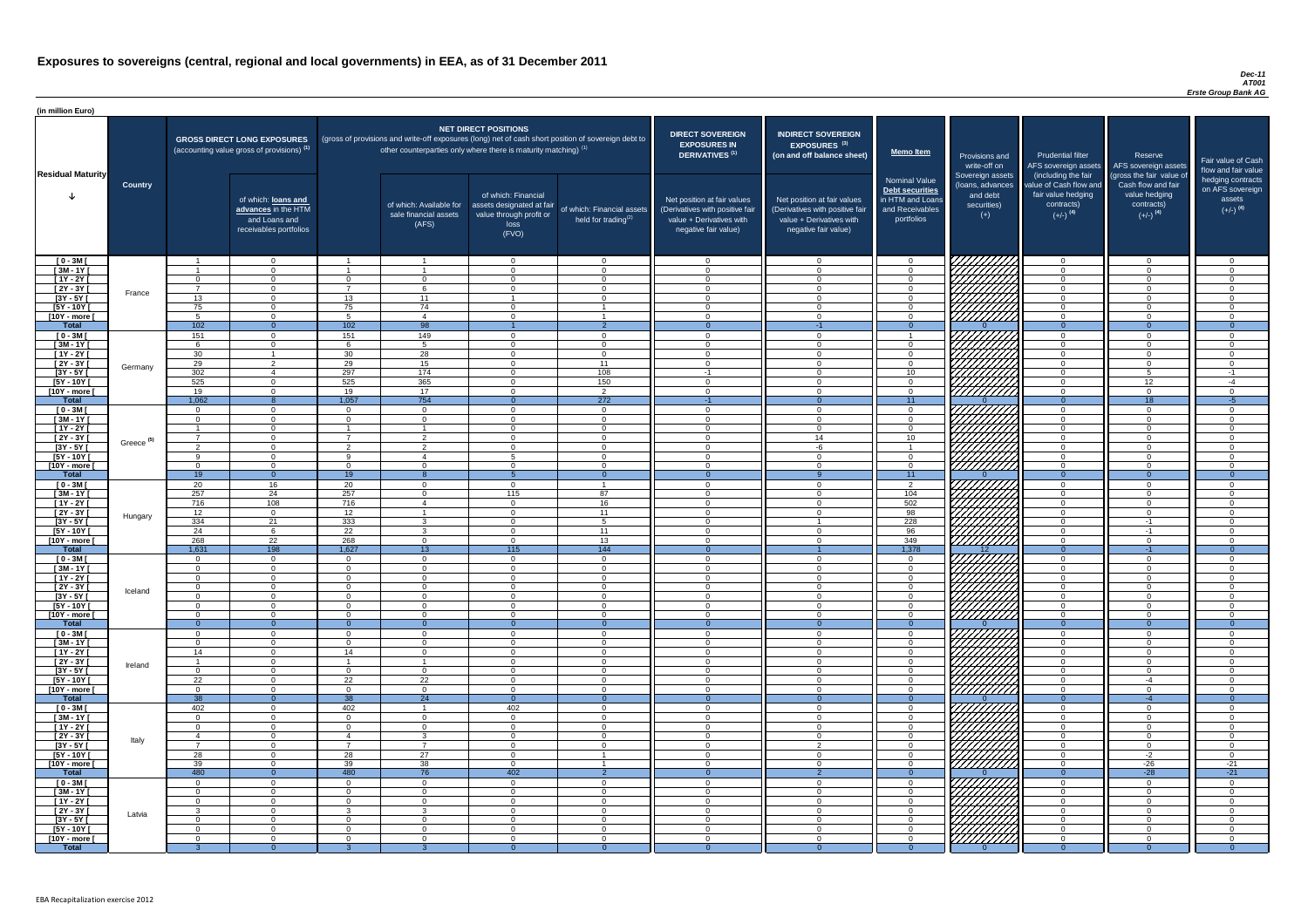# Exposures to sovereigns (central, regional and local governments) in EEA, as of 31 December 2011

*Dec-11*
*AT001*
*Erste Group Bank AG*

(in million Euro)

| Residual Maturity | Country | GROSS DIRECT LONG EXPOSURES (accounting value gross of provisions) (1) | of which: loans and advances in the HTM and Loans and receivables portfolios | NET DIRECT POSITIONS (gross of provisions and write-off exposures (long) net of cash short position of sovereign debt to other counterparties only where there is maturity matching) (1) | of which: Available for sale financial assets (AFS) | of which: Financial assets designated at fair value through profit or loss (FVO) | of which: Financial assets held for trading(2) | DIRECT SOVEREIGN EXPOSURES IN DERIVATIVES (1) Net position at fair values (Derivatives with positive fair value + Derivatives with negative fair value) | INDIRECT SOVEREIGN EXPOSURES (3) (on and off balance sheet) Net position at fair values (Derivatives with positive fair value + Derivatives with negative fair value) | Memo Item Nominal Value Debt securities in HTM and Loans and Receivables portfolios | Provisions and write-off on Sovereign assets (loans, advances and debt securities) (+) | Prudential filter AFS sovereign assets (including the fair value of Cash flow and fair value hedging contracts) (+/-) (4) | Reserve AFS sovereign assets (gross the fair value of Cash flow and fair value hedging contracts) (+/-) (4) | Fair value of Cash flow and fair value hedging contracts on AFS sovereign assets (+/-) (4) |
|---|---|---|---|---|---|---|---|---|---|---|---|---|---|---|
| [ 0 - 3M [ | France | 1 | 0 | 1 | 1 | 0 | 0 | 0 | 0 | 0 | | 0 | 0 | 0 |
| [ 3M - 1Y [ | | 1 | 0 | 1 | 1 | 0 | 0 | 0 | 0 | 0 | | 0 | 0 | 0 |
| [ 1Y - 2Y [ | | 0 | 0 | 0 | 0 | 0 | 0 | 0 | 0 | 0 | | 0 | 0 | 0 |
| [ 2Y - 3Y [ | | 7 | 0 | 7 | 6 | 0 | 0 | 0 | 0 | 0 | | 0 | 0 | 0 |
| [3Y - 5Y [ | | 13 | 0 | 13 | 11 | 1 | 0 | 0 | 0 | 0 | | 0 | 0 | 0 |
| [5Y - 10Y [ | | 75 | 0 | 75 | 74 | 0 | 1 | 0 | 0 | 0 | | 0 | 0 | 0 |
| [10Y - more [ | | 5 | 0 | 5 | 4 | 0 | 1 | 0 | 0 | 0 | | 0 | 0 | 0 |
| **Total** | | 102 | 0 | 102 | 98 | 1 | 2 | 0 | -1 | 0 | 0 | 0 | 0 | 0 |
| [ 0 - 3M [ | Germany | 151 | 0 | 151 | 149 | 0 | 0 | 0 | 0 | 1 | | 0 | 0 | 0 |
| [ 3M - 1Y [ | | 6 | 0 | 6 | 5 | 0 | 0 | 0 | 0 | 0 | | 0 | 0 | 0 |
| [ 1Y - 2Y [ | | 30 | 1 | 30 | 28 | 0 | 0 | 0 | 0 | 0 | | 0 | 0 | 0 |
| [ 2Y - 3Y [ | | 29 | 2 | 29 | 15 | 0 | 11 | 0 | 0 | 0 | | 0 | 0 | 0 |
| [3Y - 5Y [ | | 302 | 4 | 297 | 174 | 0 | 108 | -1 | 0 | 10 | | 0 | 5 | -1 |
| [5Y - 10Y [ | | 525 | 0 | 525 | 365 | 0 | 150 | 0 | 0 | 0 | | 0 | 12 | -4 |
| [10Y - more [ | | 19 | 0 | 19 | 17 | 0 | 2 | 0 | 0 | 0 | | 0 | 0 | 0 |
| **Total** | | 1,062 | 8 | 1,057 | 754 | 0 | 272 | -1 | 0 | 11 | 0 | 0 | 18 | -5 |
| [ 0 - 3M [ | Greece (5) | 0 | 0 | 0 | 0 | 0 | 0 | 0 | 0 | 0 | | 0 | 0 | 0 |
| [ 3M - 1Y [ | | 0 | 0 | 0 | 0 | 0 | 0 | 0 | 0 | 0 | | 0 | 0 | 0 |
| [ 1Y - 2Y [ | | 1 | 0 | 1 | 1 | 0 | 0 | 0 | 0 | 0 | | 0 | 0 | 0 |
| [ 2Y - 3Y [ | | 7 | 0 | 7 | 2 | 0 | 0 | 0 | 14 | 10 | | 0 | 0 | 0 |
| [3Y - 5Y [ | | 2 | 0 | 2 | 2 | 0 | 0 | 0 | -6 | 1 | | 0 | 0 | 0 |
| [5Y - 10Y [ | | 9 | 0 | 9 | 4 | 5 | 0 | 0 | 0 | 0 | | 0 | 0 | 0 |
| [10Y - more [ | | 0 | 0 | 0 | 0 | 0 | 0 | 0 | 0 | 0 | | 0 | 0 | 0 |
| **Total** | | 19 | 0 | 19 | 8 | 5 | 0 | 0 | 9 | 11 | 0 | 0 | 0 | 0 |
| [ 0 - 3M [ | Hungary | 20 | 16 | 20 | 0 | 0 | 1 | 0 | 0 | 2 | | 0 | 0 | 0 |
| [ 3M - 1Y [ | | 257 | 24 | 257 | 0 | 115 | 87 | 0 | 0 | 104 | | 0 | 0 | 0 |
| [ 1Y - 2Y [ | | 716 | 108 | 716 | 4 | 0 | 16 | 0 | 0 | 502 | | 0 | 0 | 0 |
| [ 2Y - 3Y [ | | 12 | 0 | 12 | 1 | 0 | 11 | 0 | 0 | 98 | | 0 | 0 | 0 |
| [3Y - 5Y [ | | 334 | 21 | 333 | 3 | 0 | 5 | 0 | 1 | 228 | | 0 | -1 | 0 |
| [5Y - 10Y [ | | 24 | 6 | 22 | 3 | 0 | 11 | 0 | 0 | 96 | | 0 | -1 | 0 |
| [10Y - more [ | | 268 | 22 | 268 | 0 | 0 | 13 | 0 | 0 | 349 | | 0 | 0 | 0 |
| **Total** | | 1,631 | 198 | 1,627 | 13 | 115 | 144 | 0 | 1 | 1,378 | 12 | 0 | -1 | 0 |
| [ 0 - 3M [ | Iceland | 0 | 0 | 0 | 0 | 0 | 0 | 0 | 0 | 0 | | 0 | 0 | 0 |
| [ 3M - 1Y [ | | 0 | 0 | 0 | 0 | 0 | 0 | 0 | 0 | 0 | | 0 | 0 | 0 |
| [ 1Y - 2Y [ | | 0 | 0 | 0 | 0 | 0 | 0 | 0 | 0 | 0 | | 0 | 0 | 0 |
| [ 2Y - 3Y [ | | 0 | 0 | 0 | 0 | 0 | 0 | 0 | 0 | 0 | | 0 | 0 | 0 |
| [3Y - 5Y [ | | 0 | 0 | 0 | 0 | 0 | 0 | 0 | 0 | 0 | | 0 | 0 | 0 |
| [5Y - 10Y [ | | 0 | 0 | 0 | 0 | 0 | 0 | 0 | 0 | 0 | | 0 | 0 | 0 |
| [10Y - more [ | | 0 | 0 | 0 | 0 | 0 | 0 | 0 | 0 | 0 | | 0 | 0 | 0 |
| **Total** | | 0 | 0 | 0 | 0 | 0 | 0 | 0 | 0 | 0 | 0 | 0 | 0 | 0 |
| [ 0 - 3M [ | Ireland | 0 | 0 | 0 | 0 | 0 | 0 | 0 | 0 | 0 | | 0 | 0 | 0 |
| [ 3M - 1Y [ | | 0 | 0 | 0 | 0 | 0 | 0 | 0 | 0 | 0 | | 0 | 0 | 0 |
| [ 1Y - 2Y [ | | 14 | 0 | 14 | 0 | 0 | 0 | 0 | 0 | 0 | | 0 | 0 | 0 |
| [ 2Y - 3Y [ | | 1 | 0 | 1 | 1 | 0 | 0 | 0 | 0 | 0 | | 0 | 0 | 0 |
| [3Y - 5Y [ | | 0 | 0 | 0 | 0 | 0 | 0 | 0 | 0 | 0 | | 0 | 0 | 0 |
| [5Y - 10Y [ | | 22 | 0 | 22 | 22 | 0 | 0 | 0 | 0 | 0 | | 0 | -4 | 0 |
| [10Y - more [ | | 0 | 0 | 0 | 0 | 0 | 0 | 0 | 0 | 0 | | 0 | 0 | 0 |
| **Total** | | 38 | 0 | 38 | 24 | 0 | 0 | 0 | 0 | 0 | 0 | 0 | -4 | 0 |
| [ 0 - 3M [ | Italy | 402 | 0 | 402 | 1 | 402 | 0 | 0 | 0 | 0 | | 0 | 0 | 0 |
| [ 3M - 1Y [ | | 0 | 0 | 0 | 0 | 0 | 0 | 0 | 0 | 0 | | 0 | 0 | 0 |
| [ 1Y - 2Y [ | | 0 | 0 | 0 | 0 | 0 | 0 | 0 | 0 | 0 | | 0 | 0 | 0 |
| [ 2Y - 3Y [ | | 4 | 0 | 4 | 3 | 0 | 0 | 0 | 0 | 0 | | 0 | 0 | 0 |
| [3Y - 5Y [ | | 7 | 0 | 7 | 7 | 0 | 0 | 0 | 2 | 0 | | 0 | 0 | 0 |
| [5Y - 10Y [ | | 28 | 0 | 28 | 27 | 0 | 1 | 0 | 0 | 0 | | 0 | -2 | 0 |
| [10Y - more [ | | 39 | 0 | 39 | 38 | 0 | 1 | 0 | 0 | 0 | | 0 | -26 | -21 |
| **Total** | | 480 | 0 | 480 | 76 | 402 | 2 | 0 | 2 | 0 | 0 | 0 | -28 | -21 |
| [ 0 - 3M [ | Latvia | 0 | 0 | 0 | 0 | 0 | 0 | 0 | 0 | 0 | | 0 | 0 | 0 |
| [ 3M - 1Y [ | | 0 | 0 | 0 | 0 | 0 | 0 | 0 | 0 | 0 | | 0 | 0 | 0 |
| [ 1Y - 2Y [ | | 0 | 0 | 0 | 0 | 0 | 0 | 0 | 0 | 0 | | 0 | 0 | 0 |
| [ 2Y - 3Y [ | | 3 | 0 | 3 | 3 | 0 | 0 | 0 | 0 | 0 | | 0 | 0 | 0 |
| [3Y - 5Y [ | | 0 | 0 | 0 | 0 | 0 | 0 | 0 | 0 | 0 | | 0 | 0 | 0 |
| [5Y - 10Y [ | | 0 | 0 | 0 | 0 | 0 | 0 | 0 | 0 | 0 | | 0 | 0 | 0 |
| [10Y - more [ | | 0 | 0 | 0 | 0 | 0 | 0 | 0 | 0 | 0 | | 0 | 0 | 0 |
| **Total** | | 3 | 0 | 3 | 3 | 0 | 0 | 0 | 0 | 0 | 0 | 0 | 0 | 0 |

EBA Recapitalization exercise 2012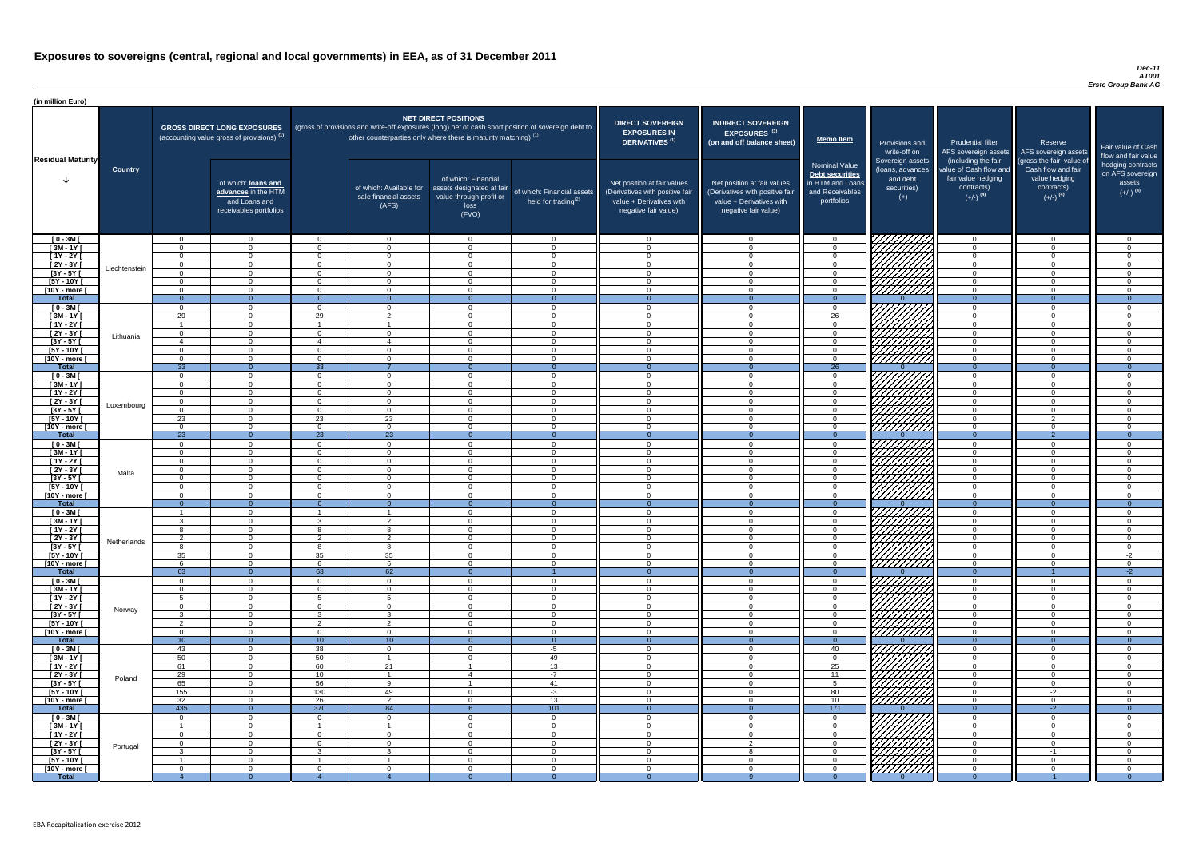# Exposures to sovereigns (central, regional and local governments) in EEA, as of 31 December 2011

*Dec-11*
*AT001*
*Erste Group Bank AG*

(in million Euro)

| Residual Maturity | Country | GROSS DIRECT LONG EXPOSURES (accounting value gross of provisions) (1) | of which: loans and advances in the HTM and Loans and receivables portfolios | NET DIRECT POSITIONS (gross of provisions and write-off exposures (long) net of cash short position of sovereign debt to other counterparties only where there is maturity matching) (1) | of which: Available for sale financial assets (AFS) | of which: Financial assets designated at fair value through profit or loss (FVO) | of which: Financial assets held for trading(2) | DIRECT SOVEREIGN EXPOSURES IN DERIVATIVES (1) Net position at fair values (Derivatives with positive fair value + Derivatives with negative fair value) | INDIRECT SOVEREIGN EXPOSURES (3) (on and off balance sheet) Net position at fair values (Derivatives with positive fair value + Derivatives with negative fair value) | Memo Item: Nominal Value Debt securities in HTM and Loans and Receivables portfolios | Provisions and write-off on Sovereign assets (loans, advances and debt securities) (+) | Prudential filter AFS sovereign assets (including the fair value of Cash flow and fair value hedging contracts) (+/-) (4) | Reserve AFS sovereign assets (gross the fair value of Cash flow and fair value hedging contracts) (+/-) (4) | Fair value of Cash flow and fair value hedging contracts on AFS sovereign assets (+/-) (4) |
|---|---|---|---|---|---|---|---|---|---|---|---|---|---|---|
| [ 0 - 3M [ | Liechtenstein | 0 | 0 | 0 | 0 | 0 | 0 | 0 | 0 | 0 | | 0 | 0 | 0 |
| [ 3M - 1Y [ | | 0 | 0 | 0 | 0 | 0 | 0 | 0 | 0 | 0 | | 0 | 0 | 0 |
| [ 1Y - 2Y [ | | 0 | 0 | 0 | 0 | 0 | 0 | 0 | 0 | 0 | | 0 | 0 | 0 |
| [ 2Y - 3Y [ | | 0 | 0 | 0 | 0 | 0 | 0 | 0 | 0 | 0 | | 0 | 0 | 0 |
| [3Y - 5Y [ | | 0 | 0 | 0 | 0 | 0 | 0 | 0 | 0 | 0 | | 0 | 0 | 0 |
| [5Y - 10Y [ | | 0 | 0 | 0 | 0 | 0 | 0 | 0 | 0 | 0 | | 0 | 0 | 0 |
| [10Y - more [ | | 0 | 0 | 0 | 0 | 0 | 0 | 0 | 0 | 0 | | 0 | 0 | 0 |
| **Total** | | 0 | 0 | 0 | 0 | 0 | 0 | 0 | 0 | 0 | 0 | 0 | 0 | 0 |
| [ 0 - 3M [ | Lithuania | 0 | 0 | 0 | 0 | 0 | 0 | 0 | 0 | 0 | | 0 | 0 | 0 |
| [ 3M - 1Y [ | | 29 | 0 | 29 | 2 | 0 | 0 | 0 | 0 | 26 | | 0 | 0 | 0 |
| [ 1Y - 2Y [ | | 1 | 0 | 1 | 1 | 0 | 0 | 0 | 0 | 0 | | 0 | 0 | 0 |
| [ 2Y - 3Y [ | | 0 | 0 | 0 | 0 | 0 | 0 | 0 | 0 | 0 | | 0 | 0 | 0 |
| [3Y - 5Y [ | | 4 | 0 | 4 | 4 | 0 | 0 | 0 | 0 | 0 | | 0 | 0 | 0 |
| [5Y - 10Y [ | | 0 | 0 | 0 | 0 | 0 | 0 | 0 | 0 | 0 | | 0 | 0 | 0 |
| [10Y - more [ | | 0 | 0 | 0 | 0 | 0 | 0 | 0 | 0 | 0 | | 0 | 0 | 0 |
| **Total** | | 33 | 0 | 33 | 7 | 0 | 0 | 0 | 0 | 26 | 0 | 0 | 0 | 0 |
| [ 0 - 3M [ | Luxembourg | 0 | 0 | 0 | 0 | 0 | 0 | 0 | 0 | 0 | | 0 | 0 | 0 |
| [ 3M - 1Y [ | | 0 | 0 | 0 | 0 | 0 | 0 | 0 | 0 | 0 | | 0 | 0 | 0 |
| [ 1Y - 2Y [ | | 0 | 0 | 0 | 0 | 0 | 0 | 0 | 0 | 0 | | 0 | 0 | 0 |
| [ 2Y - 3Y [ | | 0 | 0 | 0 | 0 | 0 | 0 | 0 | 0 | 0 | | 0 | 0 | 0 |
| [3Y - 5Y [ | | 0 | 0 | 0 | 0 | 0 | 0 | 0 | 0 | 0 | | 0 | 0 | 0 |
| [5Y - 10Y [ | | 23 | 0 | 23 | 23 | 0 | 0 | 0 | 0 | 0 | | 0 | 2 | 0 |
| [10Y - more [ | | 0 | 0 | 0 | 0 | 0 | 0 | 0 | 0 | 0 | | 0 | 0 | 0 |
| **Total** | | 23 | 0 | 23 | 23 | 0 | 0 | 0 | 0 | 0 | 0 | 0 | 2 | 0 |
| [ 0 - 3M [ | Malta | 0 | 0 | 0 | 0 | 0 | 0 | 0 | 0 | 0 | | 0 | 0 | 0 |
| [ 3M - 1Y [ | | 0 | 0 | 0 | 0 | 0 | 0 | 0 | 0 | 0 | | 0 | 0 | 0 |
| [ 1Y - 2Y [ | | 0 | 0 | 0 | 0 | 0 | 0 | 0 | 0 | 0 | | 0 | 0 | 0 |
| [ 2Y - 3Y [ | | 0 | 0 | 0 | 0 | 0 | 0 | 0 | 0 | 0 | | 0 | 0 | 0 |
| [3Y - 5Y [ | | 0 | 0 | 0 | 0 | 0 | 0 | 0 | 0 | 0 | | 0 | 0 | 0 |
| [5Y - 10Y [ | | 0 | 0 | 0 | 0 | 0 | 0 | 0 | 0 | 0 | | 0 | 0 | 0 |
| [10Y - more [ | | 0 | 0 | 0 | 0 | 0 | 0 | 0 | 0 | 0 | | 0 | 0 | 0 |
| **Total** | | 0 | 0 | 0 | 0 | 0 | 0 | 0 | 0 | 0 | 0 | 0 | 0 | 0 |
| [ 0 - 3M [ | Netherlands | 1 | 0 | 1 | 1 | 0 | 0 | 0 | 0 | 0 | | 0 | 0 | 0 |
| [ 3M - 1Y [ | | 3 | 0 | 3 | 2 | 0 | 0 | 0 | 0 | 0 | | 0 | 0 | 0 |
| [ 1Y - 2Y [ | | 8 | 0 | 8 | 8 | 0 | 0 | 0 | 0 | 0 | | 0 | 0 | 0 |
| [ 2Y - 3Y [ | | 2 | 0 | 2 | 2 | 0 | 0 | 0 | 0 | 0 | | 0 | 0 | 0 |
| [3Y - 5Y [ | | 8 | 0 | 8 | 8 | 0 | 0 | 0 | 0 | 0 | | 0 | 0 | 0 |
| [5Y - 10Y [ | | 35 | 0 | 35 | 35 | 0 | 0 | 0 | 0 | 0 | | 0 | 0 | -2 |
| [10Y - more [ | | 6 | 0 | 6 | 6 | 0 | 0 | 0 | 0 | 0 | | 0 | 0 | 0 |
| **Total** | | 63 | 0 | 63 | 62 | 0 | 1 | 0 | 0 | 0 | 0 | 0 | 1 | -2 |
| [ 0 - 3M [ | Norway | 0 | 0 | 0 | 0 | 0 | 0 | 0 | 0 | 0 | | 0 | 0 | 0 |
| [ 3M - 1Y [ | | 0 | 0 | 0 | 0 | 0 | 0 | 0 | 0 | 0 | | 0 | 0 | 0 |
| [ 1Y - 2Y [ | | 5 | 0 | 5 | 5 | 0 | 0 | 0 | 0 | 0 | | 0 | 0 | 0 |
| [ 2Y - 3Y [ | | 0 | 0 | 0 | 0 | 0 | 0 | 0 | 0 | 0 | | 0 | 0 | 0 |
| [3Y - 5Y [ | | 3 | 0 | 3 | 3 | 0 | 0 | 0 | 0 | 0 | | 0 | 0 | 0 |
| [5Y - 10Y [ | | 2 | 0 | 2 | 2 | 0 | 0 | 0 | 0 | 0 | | 0 | 0 | 0 |
| [10Y - more [ | | 0 | 0 | 0 | 0 | 0 | 0 | 0 | 0 | 0 | | 0 | 0 | 0 |
| **Total** | | 10 | 0 | 10 | 10 | 0 | 0 | 0 | 0 | 0 | 0 | 0 | 0 | 0 |
| [ 0 - 3M [ | Poland | 43 | 0 | 38 | 0 | 0 | -5 | 0 | 0 | 40 | | 0 | 0 | 0 |
| [ 3M - 1Y [ | | 50 | 0 | 50 | 1 | 0 | 49 | 0 | 0 | 0 | | 0 | 0 | 0 |
| [ 1Y - 2Y [ | | 61 | 0 | 60 | 21 | 1 | 13 | 0 | 0 | 25 | | 0 | 0 | 0 |
| [ 2Y - 3Y [ | | 29 | 0 | 10 | 1 | 4 | -7 | 0 | 0 | 11 | | 0 | 0 | 0 |
| [3Y - 5Y [ | | 65 | 0 | 56 | 9 | 1 | 41 | 0 | 0 | 5 | | 0 | 0 | 0 |
| [5Y - 10Y [ | | 155 | 0 | 130 | 49 | 0 | -3 | 0 | 0 | 80 | | 0 | -2 | 0 |
| [10Y - more [ | | 32 | 0 | 26 | 2 | 0 | 13 | 0 | 0 | 10 | | 0 | 0 | 0 |
| **Total** | | 435 | 0 | 370 | 84 | 6 | 101 | 0 | 0 | 171 | 0 | 0 | -2 | 0 |
| [ 0 - 3M [ | Portugal | 0 | 0 | 0 | 0 | 0 | 0 | 0 | 0 | 0 | | 0 | 0 | 0 |
| [ 3M - 1Y [ | | 1 | 0 | 1 | 1 | 0 | 0 | 0 | 0 | 0 | | 0 | 0 | 0 |
| [ 1Y - 2Y [ | | 0 | 0 | 0 | 0 | 0 | 0 | 0 | 0 | 0 | | 0 | 0 | 0 |
| [ 2Y - 3Y [ | | 0 | 0 | 0 | 0 | 0 | 0 | 0 | 2 | 0 | | 0 | 0 | 0 |
| [3Y - 5Y [ | | 3 | 0 | 3 | 3 | 0 | 0 | 0 | 8 | 0 | | 0 | -1 | 0 |
| [5Y - 10Y [ | | 1 | 0 | 1 | 1 | 0 | 0 | 0 | 0 | 0 | | 0 | 0 | 0 |
| [10Y - more [ | | 0 | 0 | 0 | 0 | 0 | 0 | 0 | 0 | 0 | | 0 | 0 | 0 |
| **Total** | | 4 | 0 | 4 | 4 | 0 | 0 | 0 | 9 | 0 | 0 | 0 | -1 | 0 |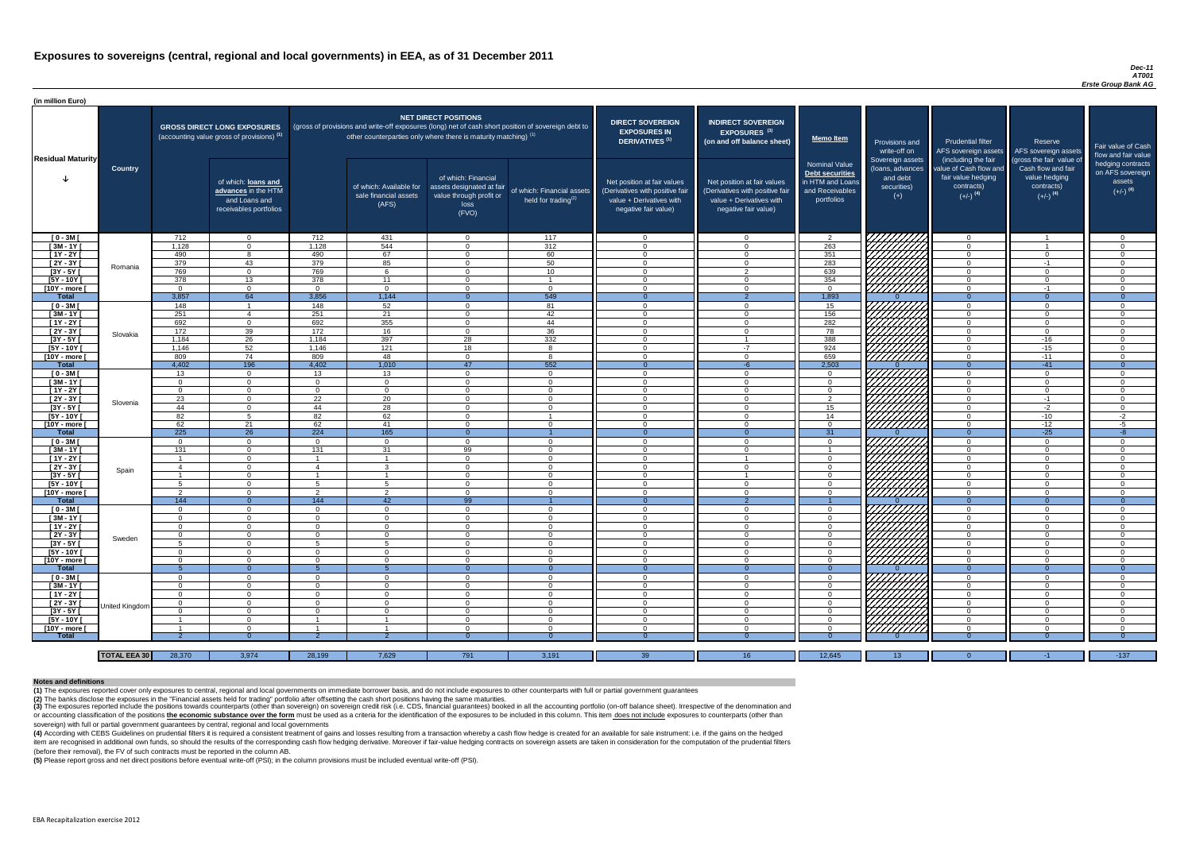# Exposures to sovereigns (central, regional and local governments) in EEA, as of 31 December 2011

*Dec-11*
*AT001*
*Erste Group Bank AG*

(in million Euro)

| Residual Maturity | Country | GROSS DIRECT LONG EXPOSURES (accounting value gross of provisions) (1) | of which: loans and advances in the HTM and Loans and receivables portfolios | NET DIRECT POSITIONS (gross of provisions and write-off exposures (long) net of cash short position of sovereign debt to other counterparties only where there is maturity matching) (1) | of which: Available for sale financial assets (AFS) | of which: Financial assets designated at fair value through profit or loss (FVO) | of which: Financial assets held for trading (2) | DIRECT SOVEREIGN EXPOSURES IN DERIVATIVES (1) Net position at fair values (Derivatives with positive fair value + Derivatives with negative fair value) | INDIRECT SOVEREIGN EXPOSURES (3) (on and off balance sheet) Net position at fair values (Derivatives with positive fair value + Derivatives with negative fair value) | Memo Item: Nominal Value Debt securities in HTM and Loans and Receivables portfolios | Provisions and write-off on Sovereign assets (loans, advances and debt securities) (+) | Prudential filter AFS sovereign assets (including the fair value of Cash flow and fair value hedging contracts) (+/-) (4) | Reserve AFS sovereign assets (gross the fair value of Cash flow and fair value hedging contracts) (+/-) (4) | Fair value of Cash flow and fair value hedging contracts on AFS sovereign assets (+/-) (4) |
|---|---|---|---|---|---|---|---|---|---|---|---|---|---|---|
| [ 0 - 3M [ | Romania | 712 | 0 | 712 | 431 | 0 | 117 | 0 | 0 | 2 | | 0 | 1 | 0 |
| [ 3M - 1Y [ | | 1,128 | 0 | 1,128 | 544 | 0 | 312 | 0 | 0 | 263 | | 0 | 1 | 0 |
| [ 1Y - 2Y [ | | 490 | 8 | 490 | 67 | 0 | 60 | 0 | 0 | 351 | | 0 | 0 | 0 |
| [ 2Y - 3Y [ | | 379 | 43 | 379 | 85 | 0 | 50 | 0 | 0 | 283 | | 0 | -1 | 0 |
| [3Y - 5Y [ | | 769 | 0 | 769 | 6 | 0 | 10 | 0 | 2 | 639 | | 0 | 0 | 0 |
| [5Y - 10Y [ | | 378 | 13 | 378 | 11 | 0 | 1 | 0 | 0 | 354 | | 0 | 0 | 0 |
| [10Y - more [ | | 0 | 0 | 0 | 0 | 0 | 0 | 0 | 0 | 0 | | 0 | -1 | 0 |
| **Total** | | 3,857 | 64 | 3,856 | 1,144 | 0 | 549 | 0 | 2 | 1,893 | 0 | 0 | 0 | 0 |
| [ 0 - 3M [ | Slovakia | 148 | 1 | 148 | 52 | 0 | 81 | 0 | 0 | 15 | | 0 | 0 | 0 |
| [ 3M - 1Y [ | | 251 | 4 | 251 | 21 | 0 | 42 | 0 | 0 | 156 | | 0 | 0 | 0 |
| [ 1Y - 2Y [ | | 692 | 0 | 692 | 355 | 0 | 44 | 0 | 0 | 282 | | 0 | 0 | 0 |
| [ 2Y - 3Y [ | | 172 | 39 | 172 | 16 | 0 | 36 | 0 | 0 | 78 | | 0 | 0 | 0 |
| [3Y - 5Y [ | | 1,184 | 26 | 1,184 | 397 | 28 | 332 | 0 | 1 | 388 | | 0 | -16 | 0 |
| [5Y - 10Y [ | | 1,146 | 52 | 1,146 | 121 | 18 | 8 | 0 | -7 | 924 | | 0 | -15 | 0 |
| [10Y - more [ | | 809 | 74 | 809 | 48 | 0 | 8 | 0 | 0 | 659 | | 0 | -11 | 0 |
| **Total** | | 4,402 | 196 | 4,402 | 1,010 | 47 | 552 | 0 | -6 | 2,503 | 0 | 0 | -41 | 0 |
| [ 0 - 3M [ | Slovenia | 13 | 0 | 13 | 13 | 0 | 0 | 0 | 0 | 0 | | 0 | 0 | 0 |
| [ 3M - 1Y [ | | 0 | 0 | 0 | 0 | 0 | 0 | 0 | 0 | 0 | | 0 | 0 | 0 |
| [ 1Y - 2Y [ | | 0 | 0 | 0 | 0 | 0 | 0 | 0 | 0 | 0 | | 0 | 0 | 0 |
| [ 2Y - 3Y [ | | 23 | 0 | 22 | 20 | 0 | 0 | 0 | 0 | 2 | | 0 | -1 | 0 |
| [3Y - 5Y [ | | 44 | 0 | 44 | 28 | 0 | 0 | 0 | 0 | 15 | | 0 | -2 | 0 |
| [5Y - 10Y [ | | 82 | 5 | 82 | 62 | 0 | 1 | 0 | 0 | 14 | | 0 | -10 | -2 |
| [10Y - more [ | | 62 | 21 | 62 | 41 | 0 | 0 | 0 | 0 | 0 | | 0 | -12 | -5 |
| **Total** | | 225 | 26 | 224 | 165 | 0 | 1 | 0 | 0 | 31 | 0 | 0 | -25 | -8 |
| [ 0 - 3M [ | Spain | 0 | 0 | 0 | 0 | 0 | 0 | 0 | 0 | 0 | | 0 | 0 | 0 |
| [ 3M - 1Y [ | | 131 | 0 | 131 | 31 | 99 | 0 | 0 | 0 | 1 | | 0 | 0 | 0 |
| [ 1Y - 2Y [ | | 1 | 0 | 1 | 1 | 0 | 0 | 0 | 1 | 0 | | 0 | 0 | 0 |
| [ 2Y - 3Y [ | | 4 | 0 | 4 | 3 | 0 | 0 | 0 | 0 | 0 | | 0 | 0 | 0 |
| [3Y - 5Y [ | | 1 | 0 | 1 | 1 | 0 | 0 | 0 | 1 | 0 | | 0 | 0 | 0 |
| [5Y - 10Y [ | | 5 | 0 | 5 | 5 | 0 | 0 | 0 | 0 | 0 | | 0 | 0 | 0 |
| [10Y - more [ | | 2 | 0 | 2 | 2 | 0 | 0 | 0 | 0 | 0 | | 0 | 0 | 0 |
| **Total** | | 144 | 0 | 144 | 42 | 99 | 1 | 0 | 2 | 1 | 0 | 0 | 0 | 0 |
| [ 0 - 3M [ | Sweden | 0 | 0 | 0 | 0 | 0 | 0 | 0 | 0 | 0 | | 0 | 0 | 0 |
| [ 3M - 1Y [ | | 0 | 0 | 0 | 0 | 0 | 0 | 0 | 0 | 0 | | 0 | 0 | 0 |
| [ 1Y - 2Y [ | | 0 | 0 | 0 | 0 | 0 | 0 | 0 | 0 | 0 | | 0 | 0 | 0 |
| [ 2Y - 3Y [ | | 0 | 0 | 0 | 0 | 0 | 0 | 0 | 0 | 0 | | 0 | 0 | 0 |
| [3Y - 5Y [ | | 5 | 0 | 5 | 5 | 0 | 0 | 0 | 0 | 0 | | 0 | 0 | 0 |
| [5Y - 10Y [ | | 0 | 0 | 0 | 0 | 0 | 0 | 0 | 0 | 0 | | 0 | 0 | 0 |
| [10Y - more [ | | 0 | 0 | 0 | 0 | 0 | 0 | 0 | 0 | 0 | | 0 | 0 | 0 |
| **Total** | | 5 | 0 | 5 | 5 | 0 | 0 | 0 | 0 | 0 | 0 | 0 | 0 | 0 |
| [ 0 - 3M [ | United Kingdom | 0 | 0 | 0 | 0 | 0 | 0 | 0 | 0 | 0 | | 0 | 0 | 0 |
| [ 3M - 1Y [ | | 0 | 0 | 0 | 0 | 0 | 0 | 0 | 0 | 0 | | 0 | 0 | 0 |
| [ 1Y - 2Y [ | | 0 | 0 | 0 | 0 | 0 | 0 | 0 | 0 | 0 | | 0 | 0 | 0 |
| [ 2Y - 3Y [ | | 0 | 0 | 0 | 0 | 0 | 0 | 0 | 0 | 0 | | 0 | 0 | 0 |
| [3Y - 5Y [ | | 0 | 0 | 0 | 0 | 0 | 0 | 0 | 0 | 0 | | 0 | 0 | 0 |
| [5Y - 10Y [ | | 1 | 0 | 1 | 1 | 0 | 0 | 0 | 0 | 0 | | 0 | 0 | 0 |
| [10Y - more [ | | 1 | 0 | 1 | 1 | 0 | 0 | 0 | 0 | 0 | | 0 | 0 | 0 |
| **Total** | | 2 | 0 | 2 | 2 | 0 | 0 | 0 | 0 | 0 | 0 | 0 | 0 | 0 |
| **TOTAL EEA 30** | | 28,370 | 3,974 | 28,199 | 7,629 | 791 | 3,191 | 39 | 16 | 12,645 | 13 | 0 | -1 | -137 |

**Notes and definitions**

**(1)** The exposures reported cover only exposures to central, regional and local governments on immediate borrower basis, and do not include exposures to other counterparts with full or partial government guarantees

**(2)** The banks disclose the exposures in the "Financial assets held for trading" portfolio after offsetting the cash short positions having the same maturities.

**(3)** The exposures reported include the positions towards counterparts (other than sovereign) on sovereign credit risk (i.e. CDS, financial guarantees) booked in all the accounting portfolio (on-off balance sheet). Irrespective of the denomination and or accounting classification of the positions **the economic substance over the form** must be used as a criteria for the identification of the exposures to be included in this column. This item does not include exposures to counterparts (other than sovereign) with full or partial government guarantees by central, regional and local governments

**(4)** According with CEBS Guidelines on prudential filters it is required a consistent treatment of gains and losses resulting from a transaction whereby a cash flow hedge is created for an available for sale instrument: i.e. if the gains on the hedged item are recognised in additional own funds, so should the results of the corresponding cash flow hedging derivative. Moreover if fair-value hedging contracts on sovereign assets are taken in consideration for the computation of the prudential filters (before their removal), the FV of such contracts must be reported in the column AB.

**(5)** Please report gross and net direct positions before eventual write-off (PSI); in the column provisions must be included eventual write-off (PSI).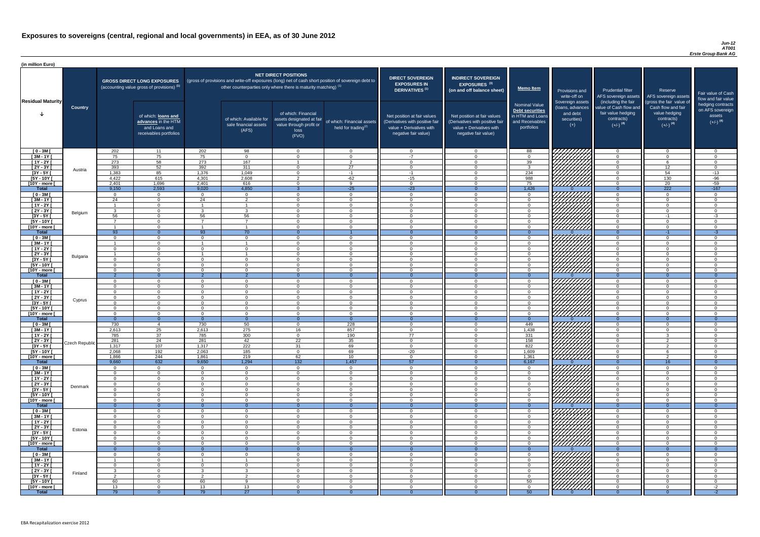# Exposures to sovereigns (central, regional and local governments) in EEA, as of 30 June 2012

*Jun-12*
*AT001*
*Erste Group Bank AG*

(in million Euro)

| Residual Maturity | Country | GROSS DIRECT LONG EXPOSURES (accounting value gross of provisions) (1) | of which: loans and advances in the HTM and Loans and receivables portfolios | NET DIRECT POSITIONS (gross of provisions and write-off exposures (long) net of cash short position of sovereign debt to other counterparties only where there is maturity matching) (1) | of which: Available for sale financial assets (AFS) | of which: Financial assets designated at fair value through profit or loss (FVO) | of which: Financial assets held for trading(2) | DIRECT SOVEREIGN EXPOSURES IN DERIVATIVES (1) Net position at fair values (Derivatives with positive fair value + Derivatives with negative fair value) | INDIRECT SOVEREIGN EXPOSURES (3) (on and off balance sheet) Net position at fair values (Derivatives with positive fair value + Derivatives with negative fair value) | Memo Item: Nominal Value Debt securities in HTM and Loans and Receivables portfolios | Provisions and write-off on Sovereign assets (loans, advances and debt securities) (+) | Prudential filter AFS sovereign assets (including the fair value of Cash flow and fair value hedging contracts) (+/-) (4) | Reserve AFS sovereign assets (gross the fair value of Cash flow and fair value hedging contracts) (+/-) (4) | Fair value of Cash flow and fair value hedging contracts on AFS sovereign assets (+/-) (4) |
|---|---|---|---|---|---|---|---|---|---|---|---|---|---|---|
| [ 0 - 3M [ | Austria | 202 | 11 | 202 | 98 | 0 | 0 | 0 | 0 | 88 | | 0 | 0 | 0 |
| [ 3M - 1Y [ | | 75 | 75 | 75 | 0 | 0 | 0 | -7 | 0 | 0 | | 0 | 0 | 0 |
| [ 1Y - 2Y [ | | 273 | 58 | 273 | 167 | 1 | 2 | 0 | 0 | 39 | | 0 | 6 | 0 |
| [ 2Y - 3Y [ | | 393 | 52 | 392 | 311 | 0 | 27 | 0 | 0 | 3 | | 0 | 12 | 0 |
| [3Y - 5Y [ | | 1,383 | 85 | 1,376 | 1,049 | 0 | -1 | -1 | 0 | 234 | | 0 | 54 | -13 |
| [5Y - 10Y [ | | 4,422 | 615 | 4,301 | 2,608 | 2 | -62 | -15 | 0 | 988 | | 0 | 130 | -96 |
| [10Y - more [ | | 2,401 | 1,696 | 2,401 | 616 | 0 | 9 | 0 | 0 | 75 | | 0 | 20 | -59 |
| **Total** | | 9,150 | 2,593 | 9,020 | 4,850 | 3 | -25 | -23 | 0 | 1,426 | 0 | 0 | 222 | -167 |
| [ 0 - 3M [ | Belgium | 0 | 0 | 0 | 0 | 0 | 0 | 0 | 0 | 0 | | 0 | 0 | 0 |
| [ 3M - 1Y [ | | 24 | 0 | 24 | 2 | 0 | 0 | 0 | 0 | 0 | | 0 | 0 | 0 |
| [ 1Y - 2Y [ | | 1 | 0 | 1 | 1 | 0 | 0 | 0 | 0 | 0 | | 0 | 0 | 0 |
| [ 2Y - 3Y [ | | 3 | 0 | 3 | 3 | 0 | 0 | 0 | 0 | 0 | | 0 | 0 | 0 |
| [3Y - 5Y [ | | 56 | 0 | 56 | 56 | 0 | 0 | 0 | 0 | 0 | | 0 | -1 | -3 |
| [5Y - 10Y [ | | 7 | 0 | 7 | 7 | 0 | 0 | 0 | 0 | 0 | | 0 | 0 | 0 |
| [10Y - more [ | | 1 | 0 | 1 | 1 | 0 | 0 | 0 | 0 | 0 | | 0 | 0 | 0 |
| **Total** | | 93 | 0 | 93 | 70 | 0 | 1 | 0 | 0 | 0 | 0 | 0 | -1 | -3 |
| [ 0 - 3M [ | Bulgaria | 0 | 0 | 0 | 0 | 0 | 0 | 0 | 0 | 0 | | 0 | 0 | 0 |
| [ 3M - 1Y [ | | 1 | 0 | 1 | 1 | 0 | 0 | 0 | 0 | 0 | | 0 | 0 | 0 |
| [ 1Y - 2Y [ | | 0 | 0 | 0 | 0 | 0 | 0 | 0 | 0 | 0 | | 0 | 0 | 0 |
| [ 2Y - 3Y [ | | 1 | 0 | 1 | 1 | 0 | 0 | 0 | 0 | 0 | | 0 | 0 | 0 |
| [3Y - 5Y [ | | 0 | 0 | 0 | 0 | 0 | 0 | 0 | 0 | 0 | | 0 | 0 | 0 |
| [5Y - 10Y [ | | 0 | 0 | 0 | 0 | 0 | 0 | 0 | 0 | 0 | | 0 | 0 | 0 |
| [10Y - more [ | | 0 | 0 | 0 | 0 | 0 | 0 | 0 | 0 | 0 | | 0 | 0 | 0 |
| **Total** | | 2 | 0 | 2 | 2 | 0 | 0 | 0 | 0 | 0 | 0 | 0 | 0 | 0 |
| [ 0 - 3M [ | Cyprus | 0 | 0 | 0 | 0 | 0 | 0 | 0 | 0 | 0 | | 0 | 0 | 0 |
| [ 3M - 1Y [ | | 0 | 0 | 0 | 0 | 0 | 0 | 0 | 0 | 0 | | 0 | 0 | 0 |
| [ 1Y - 2Y [ | | 0 | 0 | 0 | 0 | 0 | 0 | 0 | 0 | 0 | | 0 | 0 | 0 |
| [ 2Y - 3Y [ | | 0 | 0 | 0 | 0 | 0 | 0 | 0 | 0 | 0 | | 0 | 0 | 0 |
| [3Y - 5Y [ | | 0 | 0 | 0 | 0 | 0 | 0 | 0 | 0 | 0 | | 0 | 0 | 0 |
| [5Y - 10Y [ | | 0 | 0 | 0 | 0 | 0 | 0 | 0 | 0 | 0 | | 0 | 0 | 0 |
| [10Y - more [ | | 0 | 0 | 0 | 0 | 0 | 0 | 0 | 0 | 0 | | 0 | 0 | 0 |
| **Total** | | 0 | 0 | 0 | 0 | 0 | 0 | 0 | 0 | 0 | 0 | 0 | 0 | 0 |
| [ 0 - 3M [ | Czech Republic | 730 | 4 | 730 | 50 | 0 | 228 | 0 | 0 | 449 | | 0 | 0 | 0 |
| [ 3M - 1Y [ | | 2,613 | 25 | 2,613 | 275 | 16 | 857 | 0 | 0 | 1,438 | | 0 | 0 | 0 |
| [ 1Y - 2Y [ | | 785 | 37 | 785 | 300 | 0 | 190 | 77 | 0 | 331 | | 0 | 3 | 0 |
| [ 2Y - 3Y [ | | 281 | 24 | 281 | 42 | 22 | 35 | 0 | 0 | 158 | | 0 | 2 | 0 |
| [3Y - 5Y [ | | 1,317 | 107 | 1,317 | 222 | 31 | 69 | 0 | 0 | 822 | | 0 | 2 | 0 |
| [5Y - 10Y [ | | 2,068 | 192 | 2,063 | 185 | 0 | 69 | -20 | 0 | 1,609 | | 0 | 6 | 0 |
| [10Y - more [ | | 1,866 | 244 | 1,861 | 219 | 62 | 10 | 0 | 0 | 1,361 | | 0 | 2 | 0 |
| **Total** | | 9,660 | 632 | 9,650 | 1,294 | 132 | 1,457 | 57 | 0 | 6,167 | 0 | 0 | 16 | 0 |
| [ 0 - 3M [ | Denmark | 0 | 0 | 0 | 0 | 0 | 0 | 0 | 0 | 0 | | 0 | 0 | 0 |
| [ 3M - 1Y [ | | 0 | 0 | 0 | 0 | 0 | 0 | 0 | 0 | 0 | | 0 | 0 | 0 |
| [ 1Y - 2Y [ | | 0 | 0 | 0 | 0 | 0 | 0 | 0 | 0 | 0 | | 0 | 0 | 0 |
| [ 2Y - 3Y [ | | 0 | 0 | 0 | 0 | 0 | 0 | 0 | 0 | 0 | | 0 | 0 | 0 |
| [3Y - 5Y [ | | 0 | 0 | 0 | 0 | 0 | 0 | 0 | 0 | 0 | | 0 | 0 | 0 |
| [5Y - 10Y [ | | 0 | 0 | 0 | 0 | 0 | 0 | 0 | 0 | 0 | | 0 | 0 | 0 |
| [10Y - more [ | | 0 | 0 | 0 | 0 | 0 | 0 | 0 | 0 | 0 | | 0 | 0 | 0 |
| **Total** | | 0 | 0 | 0 | 0 | 0 | 0 | 0 | 0 | 0 | 0 | 0 | 0 | 0 |
| [ 0 - 3M [ | Estonia | 0 | 0 | 0 | 0 | 0 | 0 | 0 | 0 | 0 | | 0 | 0 | 0 |
| [ 3M - 1Y [ | | 0 | 0 | 0 | 0 | 0 | 0 | 0 | 0 | 0 | | 0 | 0 | 0 |
| [ 1Y - 2Y [ | | 0 | 0 | 0 | 0 | 0 | 0 | 0 | 0 | 0 | | 0 | 0 | 0 |
| [ 2Y - 3Y [ | | 0 | 0 | 0 | 0 | 0 | 0 | 0 | 0 | 0 | | 0 | 0 | 0 |
| [3Y - 5Y [ | | 0 | 0 | 0 | 0 | 0 | 0 | 0 | 0 | 0 | | 0 | 0 | 0 |
| [5Y - 10Y [ | | 0 | 0 | 0 | 0 | 0 | 0 | 0 | 0 | 0 | | 0 | 0 | 0 |
| [10Y - more [ | | 0 | 0 | 0 | 0 | 0 | 0 | 0 | 0 | 0 | | 0 | 0 | 0 |
| **Total** | | 0 | 0 | 0 | 0 | 0 | 0 | 0 | 0 | 0 | 0 | 0 | 0 | 0 |
| [ 0 - 3M [ | Finland | 0 | 0 | 0 | 0 | 0 | 0 | 0 | 0 | 0 | | 0 | 0 | 0 |
| [ 3M - 1Y [ | | 1 | 0 | 1 | 1 | 0 | 0 | 0 | 0 | 0 | | 0 | 0 | 0 |
| [ 1Y - 2Y [ | | 0 | 0 | 0 | 0 | 0 | 0 | 0 | 0 | 0 | | 0 | 0 | 0 |
| [ 2Y - 3Y [ | | 3 | 0 | 3 | 3 | 0 | 0 | 0 | 0 | 0 | | 0 | 0 | 0 |
| [3Y - 5Y [ | | 2 | 0 | 2 | 2 | 0 | 0 | 0 | 0 | 0 | | 0 | 0 | 0 |
| [5Y - 10Y [ | | 60 | 0 | 60 | 9 | 0 | 0 | 0 | 0 | 50 | | 0 | 0 | 0 |
| [10Y - more [ | | 13 | 0 | 13 | 13 | 0 | 0 | 0 | 0 | 0 | | 0 | 0 | -2 |
| **Total** | | 79 | 0 | 79 | 27 | 0 | 0 | 0 | 0 | 50 | 0 | 0 | 0 | -2 |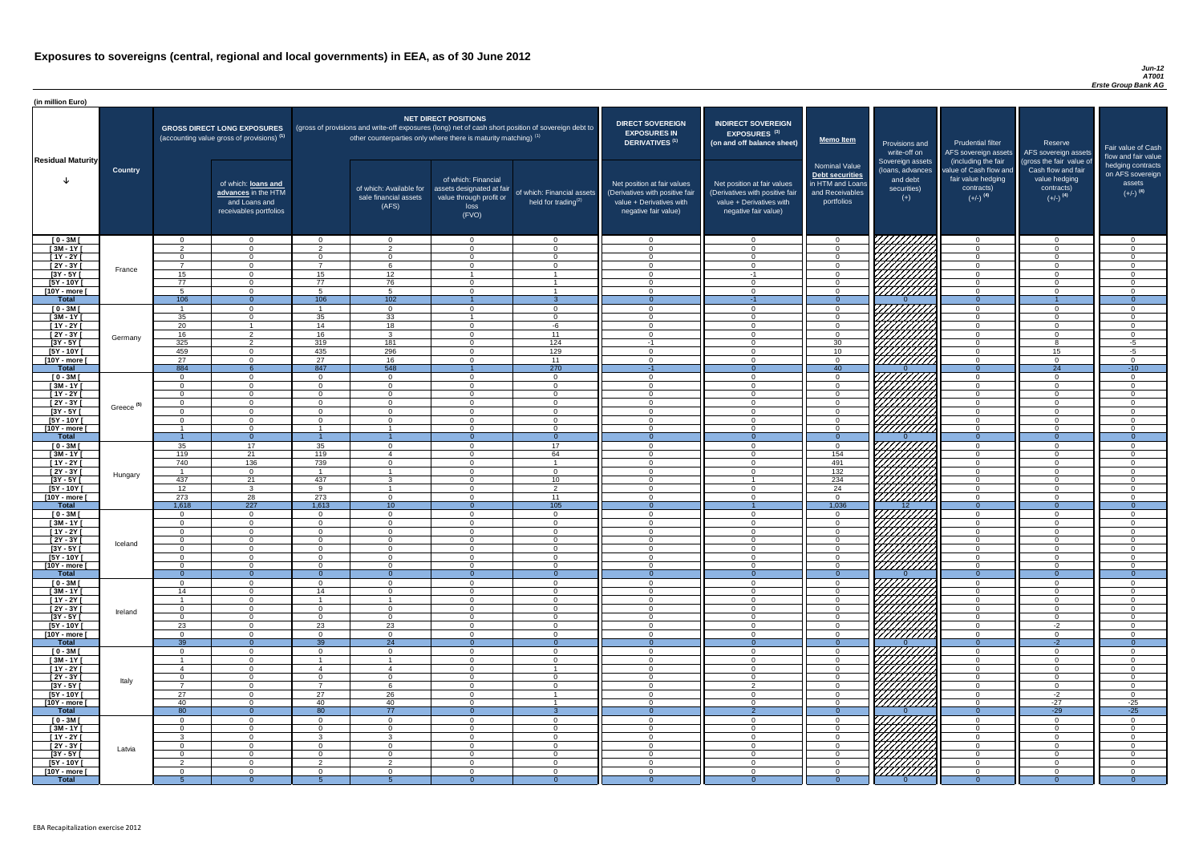# Exposures to sovereigns (central, regional and local governments) in EEA, as of 30 June 2012

*Jun-12*
*AT001*
*Erste Group Bank AG*

(in million Euro)

| Residual Maturity | Country | GROSS DIRECT LONG EXPOSURES (accounting value gross of provisions) (1) | of which: loans and advances in the HTM and Loans and receivables portfolios | NET DIRECT POSITIONS (gross of provisions and write-off exposures (long) net of cash short position of sovereign debt to other counterparties only where there is maturity matching) (1) | of which: Available for sale financial assets (AFS) | of which: Financial assets designated at fair value through profit or loss (FVO) | of which: Financial assets held for trading(2) | DIRECT SOVEREIGN EXPOSURES IN DERIVATIVES (1) Net position at fair values (Derivatives with positive fair value + Derivatives with negative fair value) | INDIRECT SOVEREIGN EXPOSURES (3) (on and off balance sheet) Net position at fair values (Derivatives with positive fair value + Derivatives with negative fair value) | Memo Item: Nominal Value Debt securities in HTM and Loans and Receivables portfolios | Provisions and write-off on Sovereign assets (loans, advances and debt securities) (+) | Prudential filter AFS sovereign assets (including the fair value of Cash flow and fair value hedging contracts) (+/-) (4) | Reserve AFS sovereign assets (gross the fair value of Cash flow and fair value hedging contracts) (+/-) (4) | Fair value of Cash flow and fair value hedging contracts on AFS sovereign assets (+/-) (4) |
|---|---|---|---|---|---|---|---|---|---|---|---|---|---|---|
| [ 0 - 3M [ | France | 0 | 0 | 0 | 0 | 0 | 0 | 0 | 0 | 0 | | 0 | 0 | 0 |
| [ 3M - 1Y [ | | 2 | 0 | 2 | 2 | 0 | 0 | 0 | 0 | 0 | | 0 | 0 | 0 |
| [ 1Y - 2Y [ | | 0 | 0 | 0 | 0 | 0 | 0 | 0 | 0 | 0 | | 0 | 0 | 0 |
| [ 2Y - 3Y [ | | 7 | 0 | 7 | 6 | 0 | 0 | 0 | 0 | 0 | | 0 | 0 | 0 |
| [3Y - 5Y [ | | 15 | 0 | 15 | 12 | 1 | 1 | 0 | -1 | 0 | | 0 | 0 | 0 |
| [5Y - 10Y [ | | 77 | 0 | 77 | 76 | 0 | 1 | 0 | 0 | 0 | | 0 | 0 | 0 |
| [10Y - more [ | | 5 | 0 | 5 | 5 | 0 | 1 | 0 | 0 | 0 | | 0 | 0 | 0 |
| **Total** | | 106 | 0 | 106 | 102 | 1 | 3 | 0 | -1 | 0 | 0 | 0 | 1 | 0 |
| [ 0 - 3M [ | Germany | 1 | 0 | 1 | 0 | 0 | 0 | 0 | 0 | 0 | | 0 | 0 | 0 |
| [ 3M - 1Y [ | | 35 | 0 | 35 | 33 | 1 | 0 | 0 | 0 | 0 | | 0 | 0 | 0 |
| [ 1Y - 2Y [ | | 20 | 1 | 14 | 18 | 0 | -6 | 0 | 0 | 0 | | 0 | 0 | 0 |
| [ 2Y - 3Y [ | | 16 | 2 | 16 | 3 | 0 | 11 | 0 | 0 | 0 | | 0 | 0 | 0 |
| [3Y - 5Y [ | | 325 | 2 | 319 | 181 | 0 | 124 | -1 | 0 | 30 | | 0 | 8 | -5 |
| [5Y - 10Y [ | | 459 | 0 | 435 | 296 | 0 | 129 | 0 | 0 | 10 | | 0 | 15 | -5 |
| [10Y - more [ | | 27 | 0 | 27 | 16 | 0 | 11 | 0 | 0 | 0 | | 0 | 0 | 0 |
| **Total** | | 884 | 6 | 847 | 548 | 1 | 270 | -1 | 0 | 40 | 0 | 0 | 24 | -10 |
| [ 0 - 3M [ | Greece (5) | 0 | 0 | 0 | 0 | 0 | 0 | 0 | 0 | 0 | | 0 | 0 | 0 |
| [ 3M - 1Y [ | | 0 | 0 | 0 | 0 | 0 | 0 | 0 | 0 | 0 | | 0 | 0 | 0 |
| [ 1Y - 2Y [ | | 0 | 0 | 0 | 0 | 0 | 0 | 0 | 0 | 0 | | 0 | 0 | 0 |
| [ 2Y - 3Y [ | | 0 | 0 | 0 | 0 | 0 | 0 | 0 | 0 | 0 | | 0 | 0 | 0 |
| [3Y - 5Y [ | | 0 | 0 | 0 | 0 | 0 | 0 | 0 | 0 | 0 | | 0 | 0 | 0 |
| [5Y - 10Y [ | | 0 | 0 | 0 | 0 | 0 | 0 | 0 | 0 | 0 | | 0 | 0 | 0 |
| [10Y - more [ | | 1 | 0 | 1 | 1 | 0 | 0 | 0 | 0 | 0 | | 0 | 0 | 0 |
| **Total** | | 1 | 0 | 1 | 1 | 0 | 0 | 0 | 0 | 0 | 0 | 0 | 0 | 0 |
| [ 0 - 3M [ | Hungary | 35 | 17 | 35 | 0 | 0 | 17 | 0 | 0 | 0 | | 0 | 0 | 0 |
| [ 3M - 1Y [ | | 119 | 21 | 119 | 4 | 0 | 64 | 0 | 0 | 154 | | 0 | 0 | 0 |
| [ 1Y - 2Y [ | | 740 | 136 | 739 | 0 | 0 | 1 | 0 | 0 | 491 | | 0 | 0 | 0 |
| [ 2Y - 3Y [ | | 1 | 0 | 1 | 1 | 0 | 0 | 0 | 0 | 132 | | 0 | 0 | 0 |
| [3Y - 5Y [ | | 437 | 21 | 437 | 3 | 0 | 10 | 0 | 1 | 234 | | 0 | 0 | 0 |
| [5Y - 10Y [ | | 12 | 3 | 9 | 1 | 0 | 2 | 0 | 0 | 24 | | 0 | 0 | 0 |
| [10Y - more [ | | 273 | 28 | 273 | 0 | 0 | 11 | 0 | 0 | 0 | | 0 | 0 | 0 |
| **Total** | | 1,618 | 227 | 1,613 | 10 | 0 | 105 | 0 | 1 | 1,036 | 12 | 0 | 0 | 0 |
| [ 0 - 3M [ | Iceland | 0 | 0 | 0 | 0 | 0 | 0 | 0 | 0 | 0 | | 0 | 0 | 0 |
| [ 3M - 1Y [ | | 0 | 0 | 0 | 0 | 0 | 0 | 0 | 0 | 0 | | 0 | 0 | 0 |
| [ 1Y - 2Y [ | | 0 | 0 | 0 | 0 | 0 | 0 | 0 | 0 | 0 | | 0 | 0 | 0 |
| [ 2Y - 3Y [ | | 0 | 0 | 0 | 0 | 0 | 0 | 0 | 0 | 0 | | 0 | 0 | 0 |
| [3Y - 5Y [ | | 0 | 0 | 0 | 0 | 0 | 0 | 0 | 0 | 0 | | 0 | 0 | 0 |
| [5Y - 10Y [ | | 0 | 0 | 0 | 0 | 0 | 0 | 0 | 0 | 0 | | 0 | 0 | 0 |
| [10Y - more [ | | 0 | 0 | 0 | 0 | 0 | 0 | 0 | 0 | 0 | | 0 | 0 | 0 |
| **Total** | | 0 | 0 | 0 | 0 | 0 | 0 | 0 | 0 | 0 | 0 | 0 | 0 | 0 |
| [ 0 - 3M [ | Ireland | 0 | 0 | 0 | 0 | 0 | 0 | 0 | 0 | 0 | | 0 | 0 | 0 |
| [ 3M - 1Y [ | | 14 | 0 | 14 | 0 | 0 | 0 | 0 | 0 | 0 | | 0 | 0 | 0 |
| [ 1Y - 2Y [ | | 1 | 0 | 1 | 1 | 0 | 0 | 0 | 0 | 0 | | 0 | 0 | 0 |
| [ 2Y - 3Y [ | | 0 | 0 | 0 | 0 | 0 | 0 | 0 | 0 | 0 | | 0 | 0 | 0 |
| [3Y - 5Y [ | | 0 | 0 | 0 | 0 | 0 | 0 | 0 | 0 | 0 | | 0 | 0 | 0 |
| [5Y - 10Y [ | | 23 | 0 | 23 | 23 | 0 | 0 | 0 | 0 | 0 | | 0 | -2 | 0 |
| [10Y - more [ | | 0 | 0 | 0 | 0 | 0 | 0 | 0 | 0 | 0 | | 0 | 0 | 0 |
| **Total** | | 39 | 0 | 39 | 24 | 0 | 0 | 0 | 0 | 0 | 0 | 0 | -2 | 0 |
| [ 0 - 3M [ | Italy | 0 | 0 | 0 | 0 | 0 | 0 | 0 | 0 | 0 | | 0 | 0 | 0 |
| [ 3M - 1Y [ | | 1 | 0 | 1 | 1 | 0 | 0 | 0 | 0 | 0 | | 0 | 0 | 0 |
| [ 1Y - 2Y [ | | 4 | 0 | 4 | 4 | 0 | 1 | 0 | 0 | 0 | | 0 | 0 | 0 |
| [ 2Y - 3Y [ | | 0 | 0 | 0 | 0 | 0 | 0 | 0 | 0 | 0 | | 0 | 0 | 0 |
| [3Y - 5Y [ | | 7 | 0 | 7 | 6 | 0 | 0 | 0 | 2 | 0 | | 0 | 0 | 0 |
| [5Y - 10Y [ | | 27 | 0 | 27 | 26 | 0 | 1 | 0 | 0 | 0 | | 0 | -2 | 0 |
| [10Y - more [ | | 40 | 0 | 40 | 40 | 0 | 1 | 0 | 0 | 0 | | 0 | -27 | -25 |
| **Total** | | 80 | 0 | 80 | 77 | 0 | 3 | 0 | 2 | 0 | 0 | 0 | -29 | -25 |
| [ 0 - 3M [ | Latvia | 0 | 0 | 0 | 0 | 0 | 0 | 0 | 0 | 0 | | 0 | 0 | 0 |
| [ 3M - 1Y [ | | 0 | 0 | 0 | 0 | 0 | 0 | 0 | 0 | 0 | | 0 | 0 | 0 |
| [ 1Y - 2Y [ | | 3 | 0 | 3 | 3 | 0 | 0 | 0 | 0 | 0 | | 0 | 0 | 0 |
| [ 2Y - 3Y [ | | 0 | 0 | 0 | 0 | 0 | 0 | 0 | 0 | 0 | | 0 | 0 | 0 |
| [3Y - 5Y [ | | 0 | 0 | 0 | 0 | 0 | 0 | 0 | 0 | 0 | | 0 | 0 | 0 |
| [5Y - 10Y [ | | 2 | 0 | 2 | 2 | 0 | 0 | 0 | 0 | 0 | | 0 | 0 | 0 |
| [10Y - more [ | | 0 | 0 | 0 | 0 | 0 | 0 | 0 | 0 | 0 | | 0 | 0 | 0 |
| **Total** | | 5 | 0 | 5 | 5 | 0 | 0 | 0 | 0 | 0 | 0 | 0 | 0 | 0 |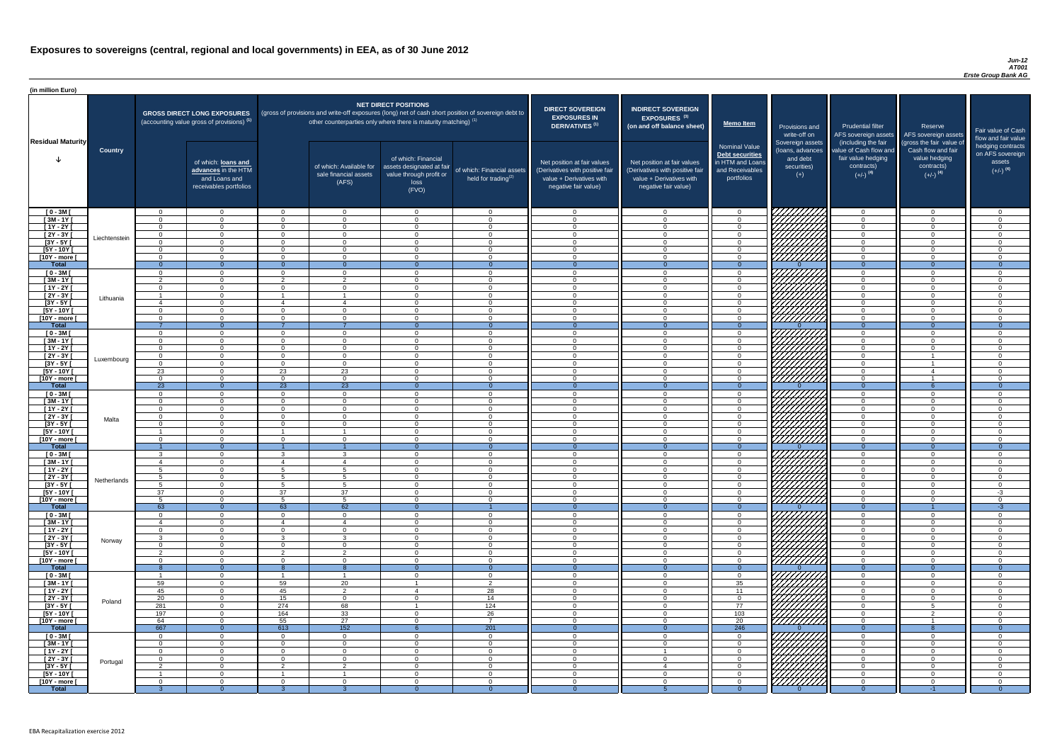# Exposures to sovereigns (central, regional and local governments) in EEA, as of 30 June 2012

*Jun-12*
*AT001*
*Erste Group Bank AG*

(in million Euro)

| Residual Maturity | Country | GROSS DIRECT LONG EXPOSURES (accounting value gross of provisions) (1) | of which: loans and advances in the HTM and Loans and receivables portfolios | NET DIRECT POSITIONS (gross of provisions and write-off exposures (long) net of cash short position of sovereign debt to other counterparties only where there is maturity matching) (1) | of which: Available for sale financial assets (AFS) | of which: Financial assets designated at fair value through profit or loss (FVO) | of which: Financial assets held for trading(2) | DIRECT SOVEREIGN EXPOSURES IN DERIVATIVES (1) Net position at fair values (Derivatives with positive fair value + Derivatives with negative fair value) | INDIRECT SOVEREIGN EXPOSURES (3) (on and off balance sheet) Net position at fair values (Derivatives with positive fair value + Derivatives with negative fair value) | Memo Item: Nominal Value Debt securities in HTM and Loans and Receivables portfolios | Provisions and write-off on Sovereign assets (loans, advances and debt securities) (+) | Prudential filter AFS sovereign assets (including the fair value of Cash flow and fair value hedging contracts) (+/-) (4) | Reserve AFS sovereign assets (gross the fair value of Cash flow and fair value hedging contracts) (+/-) (4) | Fair value of Cash flow and fair value hedging contracts on AFS sovereign assets (+/-) (4) |
|---|---|---|---|---|---|---|---|---|---|---|---|---|---|---|
| [ 0 - 3M [ | Liechtenstein | 0 | 0 | 0 | 0 | 0 | 0 | 0 | 0 | 0 | | 0 | 0 | 0 |
| [ 3M - 1Y [ | | 0 | 0 | 0 | 0 | 0 | 0 | 0 | 0 | 0 | | 0 | 0 | 0 |
| [ 1Y - 2Y [ | | 0 | 0 | 0 | 0 | 0 | 0 | 0 | 0 | 0 | | 0 | 0 | 0 |
| [ 2Y - 3Y [ | | 0 | 0 | 0 | 0 | 0 | 0 | 0 | 0 | 0 | | 0 | 0 | 0 |
| [3Y - 5Y [ | | 0 | 0 | 0 | 0 | 0 | 0 | 0 | 0 | 0 | | 0 | 0 | 0 |
| [5Y - 10Y [ | | 0 | 0 | 0 | 0 | 0 | 0 | 0 | 0 | 0 | | 0 | 0 | 0 |
| [10Y - more [ | | 0 | 0 | 0 | 0 | 0 | 0 | 0 | 0 | 0 | | 0 | 0 | 0 |
| Total | | 0 | 0 | 0 | 0 | 0 | 0 | 0 | 0 | 0 | 0 | 0 | 0 | 0 |
| [ 0 - 3M [ | Lithuania | 0 | 0 | 0 | 0 | 0 | 0 | 0 | 0 | 0 | | 0 | 0 | 0 |
| [ 3M - 1Y [ | | 2 | 0 | 2 | 2 | 0 | 0 | 0 | 0 | 0 | | 0 | 0 | 0 |
| [ 1Y - 2Y [ | | 0 | 0 | 0 | 0 | 0 | 0 | 0 | 0 | 0 | | 0 | 0 | 0 |
| [ 2Y - 3Y [ | | 1 | 0 | 1 | 1 | 0 | 0 | 0 | 0 | 0 | | 0 | 0 | 0 |
| [3Y - 5Y [ | | 4 | 0 | 4 | 4 | 0 | 0 | 0 | 0 | 0 | | 0 | 0 | 0 |
| [5Y - 10Y [ | | 0 | 0 | 0 | 0 | 0 | 0 | 0 | 0 | 0 | | 0 | 0 | 0 |
| [10Y - more [ | | 0 | 0 | 0 | 0 | 0 | 0 | 0 | 0 | 0 | | 0 | 0 | 0 |
| Total | | 7 | 0 | 7 | 7 | 0 | 0 | 0 | 0 | 0 | 0 | 0 | 0 | 0 |
| [ 0 - 3M [ | Luxembourg | 0 | 0 | 0 | 0 | 0 | 0 | 0 | 0 | 0 | | 0 | 0 | 0 |
| [ 3M - 1Y [ | | 0 | 0 | 0 | 0 | 0 | 0 | 0 | 0 | 0 | | 0 | 0 | 0 |
| [ 1Y - 2Y [ | | 0 | 0 | 0 | 0 | 0 | 0 | 0 | 0 | 0 | | 0 | 0 | 0 |
| [ 2Y - 3Y [ | | 0 | 0 | 0 | 0 | 0 | 0 | 0 | 0 | 0 | | 0 | 1 | 0 |
| [3Y - 5Y [ | | 0 | 0 | 0 | 0 | 0 | 0 | 0 | 0 | 0 | | 0 | 1 | 0 |
| [5Y - 10Y [ | | 23 | 0 | 23 | 23 | 0 | 0 | 0 | 0 | 0 | | 0 | 4 | 0 |
| [10Y - more [ | | 0 | 0 | 0 | 0 | 0 | 0 | 0 | 0 | 0 | | 0 | 1 | 0 |
| Total | | 23 | 0 | 23 | 23 | 0 | 0 | 0 | 0 | 0 | 0 | 0 | 6 | 0 |
| [ 0 - 3M [ | Malta | 0 | 0 | 0 | 0 | 0 | 0 | 0 | 0 | 0 | | 0 | 0 | 0 |
| [ 3M - 1Y [ | | 0 | 0 | 0 | 0 | 0 | 0 | 0 | 0 | 0 | | 0 | 0 | 0 |
| [ 1Y - 2Y [ | | 0 | 0 | 0 | 0 | 0 | 0 | 0 | 0 | 0 | | 0 | 0 | 0 |
| [ 2Y - 3Y [ | | 0 | 0 | 0 | 0 | 0 | 0 | 0 | 0 | 0 | | 0 | 0 | 0 |
| [3Y - 5Y [ | | 0 | 0 | 0 | 0 | 0 | 0 | 0 | 0 | 0 | | 0 | 0 | 0 |
| [5Y - 10Y [ | | 1 | 0 | 1 | 1 | 0 | 0 | 0 | 0 | 0 | | 0 | 0 | 0 |
| [10Y - more [ | | 0 | 0 | 0 | 0 | 0 | 0 | 0 | 0 | 0 | | 0 | 0 | 0 |
| Total | | 1 | 0 | 1 | 1 | 0 | 0 | 0 | 0 | 0 | 0 | 0 | 0 | 0 |
| [ 0 - 3M [ | Netherlands | 3 | 0 | 3 | 3 | 0 | 0 | 0 | 0 | 0 | | 0 | 0 | 0 |
| [ 3M - 1Y [ | | 4 | 0 | 4 | 4 | 0 | 0 | 0 | 0 | 0 | | 0 | 0 | 0 |
| [ 1Y - 2Y [ | | 5 | 0 | 5 | 5 | 0 | 0 | 0 | 0 | 0 | | 0 | 0 | 0 |
| [ 2Y - 3Y [ | | 5 | 0 | 5 | 5 | 0 | 0 | 0 | 0 | 0 | | 0 | 0 | 0 |
| [3Y - 5Y [ | | 5 | 0 | 5 | 5 | 0 | 0 | 0 | 0 | 0 | | 0 | 0 | 0 |
| [5Y - 10Y [ | | 37 | 0 | 37 | 37 | 0 | 0 | 0 | 0 | 0 | | 0 | 0 | -3 |
| [10Y - more [ | | 5 | 0 | 5 | 5 | 0 | 0 | 0 | 0 | 0 | | 0 | 0 | 0 |
| Total | | 63 | 0 | 63 | 62 | 0 | 1 | 0 | 0 | 0 | 0 | 0 | 1 | -3 |
| [ 0 - 3M [ | Norway | 0 | 0 | 0 | 0 | 0 | 0 | 0 | 0 | 0 | | 0 | 0 | 0 |
| [ 3M - 1Y [ | | 4 | 0 | 4 | 4 | 0 | 0 | 0 | 0 | 0 | | 0 | 0 | 0 |
| [ 1Y - 2Y [ | | 0 | 0 | 0 | 0 | 0 | 0 | 0 | 0 | 0 | | 0 | 0 | 0 |
| [ 2Y - 3Y [ | | 3 | 0 | 3 | 3 | 0 | 0 | 0 | 0 | 0 | | 0 | 0 | 0 |
| [3Y - 5Y [ | | 0 | 0 | 0 | 0 | 0 | 0 | 0 | 0 | 0 | | 0 | 0 | 0 |
| [5Y - 10Y [ | | 2 | 0 | 2 | 2 | 0 | 0 | 0 | 0 | 0 | | 0 | 0 | 0 |
| [10Y - more [ | | 0 | 0 | 0 | 0 | 0 | 0 | 0 | 0 | 0 | | 0 | 0 | 0 |
| Total | | 8 | 0 | 8 | 8 | 0 | 0 | 0 | 0 | 0 | 0 | 0 | 0 | 0 |
| [ 0 - 3M [ | Poland | 1 | 0 | 1 | 1 | 0 | 0 | 0 | 0 | 0 | | 0 | 0 | 0 |
| [ 3M - 1Y [ | | 59 | 0 | 59 | 20 | 1 | 2 | 0 | 0 | 35 | | 0 | 0 | 0 |
| [ 1Y - 2Y [ | | 45 | 0 | 45 | 2 | 4 | 28 | 0 | 0 | 11 | | 0 | 0 | 0 |
| [ 2Y - 3Y [ | | 20 | 0 | 15 | 0 | 0 | 14 | 0 | 0 | 0 | | 0 | 0 | 0 |
| [3Y - 5Y [ | | 281 | 0 | 274 | 68 | 1 | 124 | 0 | 0 | 77 | | 0 | 5 | 0 |
| [5Y - 10Y [ | | 197 | 0 | 164 | 33 | 0 | 26 | 0 | 0 | 103 | | 0 | 2 | 0 |
| [10Y - more [ | | 64 | 0 | 55 | 27 | 0 | 7 | 0 | 0 | 20 | | 0 | 1 | 0 |
| Total | | 667 | 0 | 613 | 152 | 6 | 201 | 0 | 0 | 246 | 0 | 0 | 8 | 0 |
| [ 0 - 3M [ | Portugal | 0 | 0 | 0 | 0 | 0 | 0 | 0 | 0 | 0 | | 0 | 0 | 0 |
| [ 3M - 1Y [ | | 0 | 0 | 0 | 0 | 0 | 0 | 0 | 0 | 0 | | 0 | 0 | 0 |
| [ 1Y - 2Y [ | | 0 | 0 | 0 | 0 | 0 | 0 | 0 | 1 | 0 | | 0 | 0 | 0 |
| [ 2Y - 3Y [ | | 0 | 0 | 0 | 0 | 0 | 0 | 0 | 0 | 0 | | 0 | 0 | 0 |
| [3Y - 5Y [ | | 2 | 0 | 2 | 2 | 0 | 0 | 0 | 4 | 0 | | 0 | 0 | 0 |
| [5Y - 10Y [ | | 1 | 0 | 1 | 1 | 0 | 0 | 0 | 0 | 0 | | 0 | 0 | 0 |
| [10Y - more [ | | 0 | 0 | 0 | 0 | 0 | 0 | 0 | 0 | 0 | | 0 | 0 | 0 |
| Total | | 3 | 0 | 3 | 3 | 0 | 0 | 0 | 5 | 0 | 0 | 0 | -1 | 0 |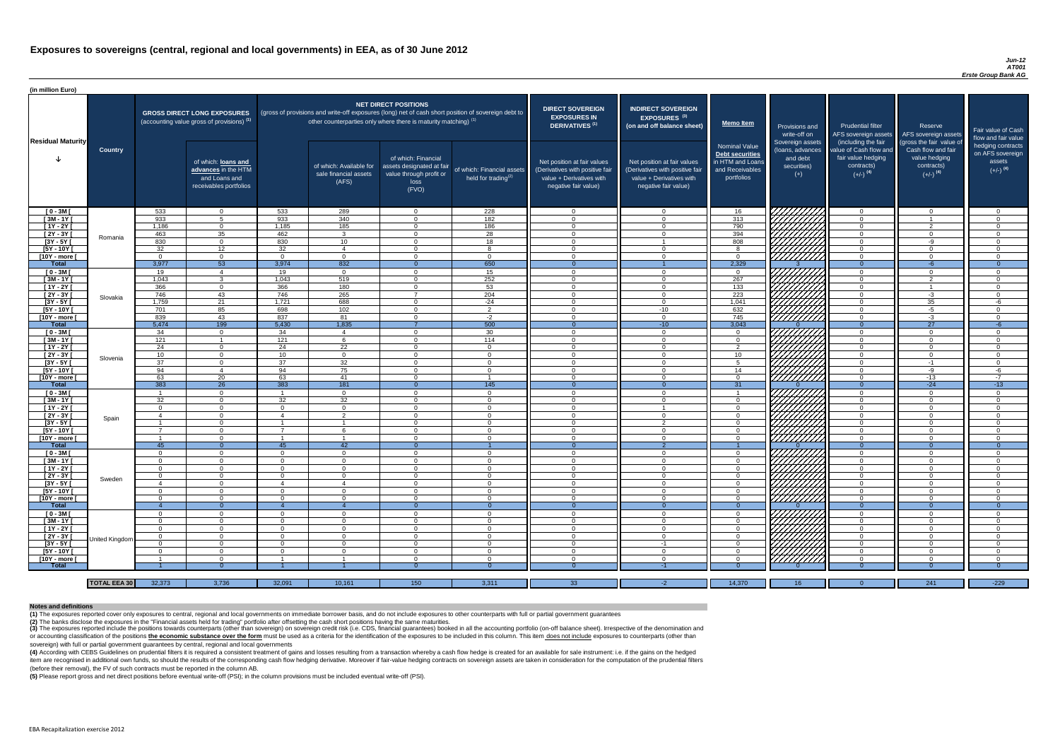# Exposures to sovereigns (central, regional and local governments) in EEA, as of 30 June 2012

*Jun-12*
*AT001*
*Erste Group Bank AG*

(in million Euro)

| Residual Maturity | Country | GROSS DIRECT LONG EXPOSURES (accounting value gross of provisions) (1) | | NET DIRECT POSITIONS (gross of provisions and write-off exposures (long) net of cash short position of sovereign debt to other counterparties only where there is maturity matching) (1) | | | | DIRECT SOVEREIGN EXPOSURES IN DERIVATIVES (1) | INDIRECT SOVEREIGN EXPOSURES (3) (on and off balance sheet) | Memo Item | Provisions and write-off on Sovereign assets (loans, advances and debt securities) (+) | Prudential filter AFS sovereign assets (including the fair value of Cash flow and fair value hedging contracts) (+/-) (4) | Reserve AFS sovereign assets (gross the fair value of Cash flow and fair value hedging contracts) (+/-) (4) | Fair value of Cash flow and fair value hedging contracts on AFS sovereign assets (+/-) (4) |
|---|---|---|---|---|---|---|---|---|---|---|---|---|---|---|
| | | | of which: loans and advances in the HTM and Loans and receivables portfolios | | of which: Available for sale financial assets (AFS) | of which: Financial assets designated at fair value through profit or loss (FVO) | of which: Financial assets held for trading(2) | Net position at fair values (Derivatives with positive fair value + Derivatives with negative fair value) | Net position at fair values (Derivatives with positive fair value + Derivatives with negative fair value) | Nominal Value Debt securities in HTM and Loans and Receivables portfolios | | | | |
| [ 0 - 3M [ | Romania | 533 | 0 | 533 | 289 | 0 | 228 | 0 | 0 | 16 | | 0 | 0 | 0 |
| [ 3M - 1Y [ | | 933 | 5 | 933 | 340 | 0 | 182 | 0 | 0 | 313 | | 0 | 1 | 0 |
| [ 1Y - 2Y [ | | 1,186 | 0 | 1,185 | 185 | 0 | 186 | 0 | 0 | 790 | | 0 | 2 | 0 |
| [ 2Y - 3Y [ | | 463 | 35 | 462 | 3 | 0 | 28 | 0 | 0 | 394 | | 0 | 0 | 0 |
| [3Y - 5Y [ | | 830 | 0 | 830 | 10 | 0 | 18 | 0 | 1 | 808 | | 0 | -9 | 0 |
| [5Y - 10Y [ | | 32 | 12 | 32 | 4 | 0 | 8 | 0 | 0 | 8 | | 0 | 0 | 0 |
| [10Y - more [ | | 0 | 0 | 0 | 0 | 0 | 0 | 0 | 0 | 0 | | 0 | 0 | 0 |
| **Total** | | 3,977 | 53 | 3,974 | 832 | 0 | 650 | 0 | 1 | 2,329 | 3 | 0 | -6 | 0 |
| [ 0 - 3M [ | Slovakia | 19 | 4 | 19 | 0 | 0 | 15 | 0 | 0 | 0 | | 0 | 0 | 0 |
| [ 3M - 1Y [ | | 1,043 | 3 | 1,043 | 519 | 0 | 252 | 0 | 0 | 267 | | 0 | 2 | 0 |
| [ 1Y - 2Y [ | | 366 | 0 | 366 | 180 | 0 | 53 | 0 | 0 | 133 | | 0 | 1 | 0 |
| [ 2Y - 3Y [ | | 746 | 43 | 746 | 265 | 7 | 204 | 0 | 0 | 223 | | 0 | -3 | 0 |
| [3Y - 5Y [ | | 1,759 | 21 | 1,721 | 688 | 0 | -24 | 0 | 0 | 1,041 | | 0 | 35 | -6 |
| [5Y - 10Y [ | | 701 | 85 | 698 | 102 | 0 | 2 | 0 | -10 | 632 | | 0 | -5 | 0 |
| [10Y - more [ | | 839 | 43 | 837 | 81 | 0 | -2 | 0 | 0 | 745 | | 0 | -3 | 0 |
| **Total** | | 5,474 | 199 | 5,430 | 1,835 | 7 | 500 | 0 | -10 | 3,043 | 0 | 0 | 27 | -6 |
| [ 0 - 3M [ | Slovenia | 34 | 0 | 34 | 4 | 0 | 30 | 0 | 0 | 0 | | 0 | 0 | 0 |
| [ 3M - 1Y [ | | 121 | 1 | 121 | 6 | 0 | 114 | 0 | 0 | 0 | | 0 | 0 | 0 |
| [ 1Y - 2Y [ | | 24 | 0 | 24 | 22 | 0 | 0 | 0 | 0 | 2 | | 0 | 0 | 0 |
| [ 2Y - 3Y [ | | 10 | 0 | 10 | 0 | 0 | 0 | 0 | 0 | 10 | | 0 | 0 | 0 |
| [3Y - 5Y [ | | 37 | 0 | 37 | 32 | 0 | 0 | 0 | 0 | 5 | | 0 | -1 | 0 |
| [5Y - 10Y [ | | 94 | 4 | 94 | 75 | 0 | 0 | 0 | 0 | 14 | | 0 | -9 | -6 |
| [10Y - more [ | | 63 | 20 | 63 | 41 | 0 | 1 | 0 | 0 | 0 | | 0 | -13 | -7 |
| **Total** | | 383 | 26 | 383 | 181 | 0 | 145 | 0 | 0 | 31 | 0 | 0 | -24 | -13 |
| [ 0 - 3M [ | Spain | 1 | 0 | 1 | 0 | 0 | 0 | 0 | 0 | 1 | | 0 | 0 | 0 |
| [ 3M - 1Y [ | | 32 | 0 | 32 | 32 | 0 | 0 | 0 | 0 | 0 | | 0 | 0 | 0 |
| [ 1Y - 2Y [ | | 0 | 0 | 0 | 0 | 0 | 0 | 0 | 1 | 0 | | 0 | 0 | 0 |
| [ 2Y - 3Y [ | | 4 | 0 | 4 | 2 | 0 | 0 | 0 | 0 | 0 | | 0 | 0 | 0 |
| [3Y - 5Y [ | | 1 | 0 | 1 | 1 | 0 | 0 | 0 | 2 | 0 | | 0 | 0 | 0 |
| [5Y - 10Y [ | | 7 | 0 | 7 | 6 | 0 | 0 | 0 | 0 | 0 | | 0 | 0 | 0 |
| [10Y - more [ | | 1 | 0 | 1 | 1 | 0 | 0 | 0 | 0 | 0 | | 0 | 0 | 0 |
| **Total** | | 45 | 0 | 45 | 42 | 0 | 1 | 0 | 2 | 1 | 0 | 0 | 0 | 0 |
| [ 0 - 3M [ | Sweden | 0 | 0 | 0 | 0 | 0 | 0 | 0 | 0 | 0 | | 0 | 0 | 0 |
| [ 3M - 1Y [ | | 0 | 0 | 0 | 0 | 0 | 0 | 0 | 0 | 0 | | 0 | 0 | 0 |
| [ 1Y - 2Y [ | | 0 | 0 | 0 | 0 | 0 | 0 | 0 | 0 | 0 | | 0 | 0 | 0 |
| [ 2Y - 3Y [ | | 0 | 0 | 0 | 0 | 0 | 0 | 0 | 0 | 0 | | 0 | 0 | 0 |
| [3Y - 5Y [ | | 4 | 0 | 4 | 4 | 0 | 0 | 0 | 0 | 0 | | 0 | 0 | 0 |
| [5Y - 10Y [ | | 0 | 0 | 0 | 0 | 0 | 0 | 0 | 0 | 0 | | 0 | 0 | 0 |
| [10Y - more [ | | 0 | 0 | 0 | 0 | 0 | 0 | 0 | 0 | 0 | | 0 | 0 | 0 |
| **Total** | | 4 | 0 | 4 | 4 | 0 | 0 | 0 | 0 | 0 | 0 | 0 | 0 | 0 |
| [ 0 - 3M [ | United Kingdom | 0 | 0 | 0 | 0 | 0 | 0 | 0 | 0 | 0 | | 0 | 0 | 0 |
| [ 3M - 1Y [ | | 0 | 0 | 0 | 0 | 0 | 0 | 0 | 0 | 0 | | 0 | 0 | 0 |
| [ 1Y - 2Y [ | | 0 | 0 | 0 | 0 | 0 | 0 | 0 | 0 | 0 | | 0 | 0 | 0 |
| [ 2Y - 3Y [ | | 0 | 0 | 0 | 0 | 0 | 0 | 0 | 0 | 0 | | 0 | 0 | 0 |
| [3Y - 5Y [ | | 0 | 0 | 0 | 0 | 0 | 0 | 0 | -1 | 0 | | 0 | 0 | 0 |
| [5Y - 10Y [ | | 0 | 0 | 0 | 0 | 0 | 0 | 0 | 0 | 0 | | 0 | 0 | 0 |
| [10Y - more [ | | 1 | 0 | 1 | 1 | 0 | 0 | 0 | 0 | 0 | | 0 | 0 | 0 |
| **Total** | | 1 | 0 | 1 | 1 | 0 | 0 | 0 | -1 | 0 | 0 | 0 | 0 | 0 |
| **TOTAL EEA 30** | | 32,373 | 3,736 | 32,091 | 10,161 | 150 | 3,311 | 33 | -2 | 14,370 | 16 | 0 | 241 | -229 |

**Notes and definitions**

**(1)** The exposures reported cover only exposures to central, regional and local governments on immediate borrower basis, and do not include exposures to other counterparties with full or partial government guarantees

**(2)** The banks disclose the exposures in the "Financial assets held for trading" portfolio after offsetting the cash short positions having the same maturities.

**(3)** The exposures reported include the positions towards counterparts (other than sovereign) on sovereign credit risk (i.e. CDS, financial guarantees) booked in all the accounting portfolio (on-off balance sheet). Irrespective of the denomination and or accounting classification of the positions **the economic substance over the form** must be used as a criteria for the identification of the exposures to be included in this column. This item does not include exposures to counterparts (other than sovereign) with full or partial government guarantees by central, regional and local governments

**(4)** According with CEBS Guidelines on prudential filters it is required a consistent treatment of gains and losses resulting from a transaction whereby a cash flow hedge is created for an available for sale instrument: i.e. if the gains on the hedged item are recognised in additional own funds, so should the results of the corresponding cash flow hedging derivative. Moreover if fair-value hedging contracts on sovereign assets are taken in consideration for the computation of the prudential filters (before their removal), the FV of such contracts must be reported in the column AB.

**(5)** Please report gross and net direct positions before eventual write-off (PSI); in the column provisions must be included eventual write-off (PSI).